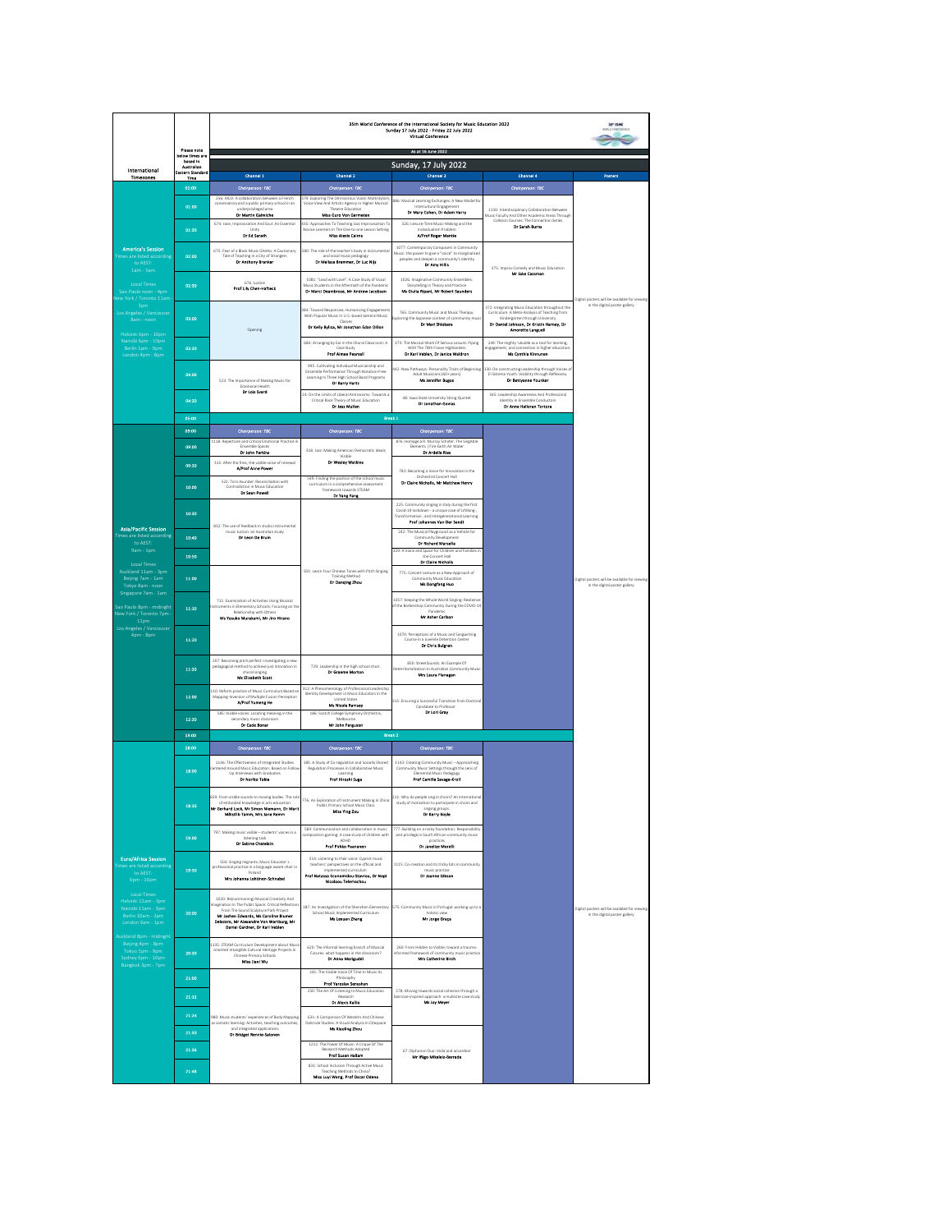# 35th World Conference of the International Society for Music Education 2022

**Sunday 17 July 2022 - Friday 22 July 2022**

**Virtual Conference**

As at 16 June 2022

## Sunday, 17 July 2022

Please note below times are based in Australian Eastern Standard Time

| International Timezones | Time | Channel 1 | Channel 2 | Channel 3 | Channel 4 | Posters |
|---|---|---|---|---|---|---|
| **America's Session** Times are listed according to AEST: 1am - 5am. Local Times: Sao Paulo noon - 4pm; New York / Toronto 11am - 3pm; Los Angeles / Vancouver 8am - noon; Helsinki 6pm - 10pm; Nairobi 6pm - 10pm; Berlin 5pm - 9pm; London 4pm - 8pm | 01:00 | *Chairperson: TBC* | *Chairperson: TBC* | *Chairperson: TBC* | *Chairperson: TBC* | Digital posters will be available for viewing in the digital poster gallery |
| | 01:00 | 356: ADCD: A collaboration between a French conservatory and a public primary school in an underprivileged area **Dr Martin Guerpin** | 379: Exploring The Omnivorous Voice: Multistylism, Voice View And Artistic Agency In Higher Musical Theatre Education **Miss Caro Van Germeten** | 886: Musical Learning Exchanges: A New Model for Intercultural Engagement **Dr Mary Cohen, Dr Adam Harry** | 1130: Interdisciplinary Collaboration Between Music Faculty And Other Academic Areas Through Collision Courses: The Connection Series **Dr Sarah Burns** | |
| | 01:30 | 674: Jazz, Improvisation And Soul: An Essential Unity **Dr Ed Sarath** | 835: Approaches To Teaching Jazz Improvisation To Novice Learners In The One-to-one Lesson Setting **Miss Alexis Cairns** | 326: Leisure-Time Music-Making and the Individualism Problem **A/Prof Roger Mantie** | | |
| | 02:00 | 675: Fear of a Black Music Ghetto: A Cautionary Tale of Teaching in a City of Strangers **Dr Anthony Branker** | 580: The role of the teacher's body in instrumental and vocal music pedagogy **Dr Melissa Bremmer, Dr Luc Nijs** | 1077: Contemporary Composers in Community Music: the power to give a "voice" to marginalized peoples and deepen a community's identity **Dr Amy Hillis** | 375: Improv Comedy and Music Education **Mr Jake Cassman** | |
| | 02:30 | 676: Justice **Prof Lily Chen-Hafteck** | 1081: "Lead with Love": A Case Study of Vocal Music Students in the Aftermath of the Pandemic **Dr Marci Deambrose, Mr Andrew Jacobson** | 1026: Imaginative Community Ensembles: Storytelling in Theory and Practice **Ms Giulia Ripani, Mr Robert Saunders** | | |
| | 03:00 | Opening | 384: Toward Responsive, Humanizing Engagements With Popular Music In U.S.-Based General Music Classes **Dr Kelly Bylica, Mr Jonathan Eden Dillon** | 765: Community Music and Music Therapy: Exploring the Japanese context of community music **Dr Mari Shiobara** | 372: Integrating Music Education throughout the Curriculum: A Meta-Analysis of Teaching from Kindergarten through University **Dr Daniel Johnson, Dr Kristin Harney, Dr Amorette Langsell** | |
| | 03:30 | | 684: Arranging by Ear in the Choral Classroom: A Case Study **Prof Aimee Pearsall** | 373: The Musical Work Of Serious Leisure: Piping With The 78th Fraser Highlanders **Dr Karl Veblen, Dr Janice Waldron** | 249: The mighty 'ukulele as a tool for learning, engagement, and connection in higher education **Ms Cynthia Kinnunen** | |
| | 04:00 | 523: The Importance of Making Music for Emotional Health **Dr Lois Svard** | 995: Cultivating Individual Musicianship and Ensemble Performance Through Notation-Free Learning In Three High School Band Programs **Dr Barry Hartz** | 442: New Pathways: Personality Traits of Beginning Adult Musicians (60+ years) **Ms Jennifer Bugos** | 330: De-constructing Leadership through Voices of El Sistema Youth: Visibility through Reflexivity **Dr Bettyanne Younker** | |
| | 04:30 | | 24: On the Limits of Liberal Antiracisms: Towards a Critical Race Theory of Music Education **Dr Jess Mullen** | 48: Iowa State University String Quintet **Dr Jonathan Govias** | 345: Leadership Awareness And Professional Identity In Ensemble Conductors **Dr Anne Halloran Tortora** | |
| | 05:00 | **Break 1** | | | | |
| **Asia/Pacific Session** Times are listed according to AEST: 9am - 1pm. Local Times: Auckland 11am - 3pm; Beijing 7am - 11am; Tokyo 8am - noon; Singapore 7am - 11am; Sao Paulo 8pm - midnight; New York / Toronto 7pm - 11pm; Los Angeles / Vancouver 4pm - 8pm | 09:00 | *Chairperson: TBC* | *Chairperson: TBC* | *Chairperson: TBC* | | Digital posters will be available for viewing in the digital poster gallery |
| | 09:00 | 1118: Repertoire and Critical Emotional Practice in Ensemble Spaces **Dr John Perkins** | 318: Jazz: Making American Democratic Ideals Visible **Dr Wesley Watkins** | 876: Homage à R. Murray Schafer: The Singable Elements ( Fire Earth Air Water ) **Dr Ardelle Ries** | | |
| | 09:30 | 515: After the fires, the visible voice of renewal **A/Prof Anne Power** | | 783: Becoming a Voice for Innovation in the Orchestral Concert Hall **Dr Claire Nicholls, Mr Matthew Henry** | | |
| | 10:00 | 522: Torn Asunder: Reconciliation with Contradiction in Music Education **Dr Sean Powell** | 549: Finding the position of the school music curriculum in a comprehensive assessment framework towards STEAM **Dr Yang Yang** | | | |
| | 10:30 | 932: The use of feedback in studio instrumental music tuition: An Australian study **Dr Leon De Bruin** | | 225: Community singing in Italy during the first Covid-19 lockdown - a unique case of Lifelong-, Transformative-, and Intergenerational Learning **Prof Johannes Van Der Sandt** | | |
| | 10:40 | | | 242: The Musical Playground as a Vehicle for Community Development **Dr Richard Marsella** | | |
| | 10:50 | | | 329: A Voice and Space for Children and Families in the Concert Hall **Dr Claire Nicholls** | | |
| | 11:00 | | 501: Learn Four Chinese Tones with Pitch Singing Training Method **Dr Danqing Zhou** | 775: Concert Lecture as a New Approach of Community Music Education **Ms Dongfang Huo** | | |
| | 11:10 | 715: Examination of Activities Using Musical Instruments in Elementary Schools: Focusing on the Relationship with Others **Ms Yasuko Murakami, Mr Jiro Hirano** | | 1057: Keeping the Whole World Singing: Resilience of the Barbershop Community During the COVID-19 Pandemic **Mr Asher Carlson** | | |
| | 11:20 | | | 1070: Perceptions of a Music and Songwriting Course in a Juvenile Detention Center **Dr Chris Bulgren** | | |
| | 11:30 | 207: Becoming pitch perfect: investigating a new pedagogical method to achieve just intonation in choral singing **Ms Elizabeth Scott** | 729: Leadership in the high school choir. **Dr Graeme Morton** | 850: StreetSounds: An Example Of Deterritorialization In Australian Community Music **Mrs Laura Flanagan** | | |
| | 12:00 | 110: Reform practice of Music Curriculum Based on Mapping-Inversion of Multiple Fusion Perception **A/Prof Yumeng He** | 312: A Phenomenology of Professional Leadership Identity Development in Music Educators in the United States **Ms Nicole Ramsey** | 511: Ensuring a Successful Transition from Doctoral Candidate to Professor **Dr Lori Gray** | | |
| | 12:30 | 586: Visible voices: locating meaning in the secondary music classroom **Dr Cade Bonar** | 186: Scotch College Symphony Orchestra, Melbourne **Mr John Ferguson** | | | |
| | 13:00 | **Break 2** | | | | |
| **Euro/Africa Session** Times are listed according to AEST: 6pm - 10pm. Local Times: Helsinki 11am - 3pm; Nairobi 11am - 3pm; Berlin 10am - 2pm; London 9am - 1pm; Auckland 8pm - midnight; Beijing 4pm - 8pm; Tokyo 5pm - 9pm; Sydney 6pm - 10pm; Bangkok 3pm - 7pm | 18:00 | *Chairperson: TBC* | *Chairperson: TBC* | *Chairperson: TBC* | | Digital posters will be available for viewing in the digital poster gallery |
| | 18:00 | 1146: The Effectiveness of Integrated Studies Centered Around Music Education: Based on Follow Up Interviews with Graduates **Dr Noriko Tokie** | 385: A Study of Co-regulation and Socially Shared Regulation Processes in Collaborative Music Learning **Prof Hiroshi Suga** | 1143: Creating Community Music – Approaching Community Music Settings through the Lens of Elemental Music Pedagogy **Prof Camilla Savage-Kroll** | | |
| | 18:30 | 659: From visible sounds to moving bodies. The role of embodied knowledge in arts education **Mr Gerhard Lock, Mr Simon Niemann, Dr Marit Mõistlik-Tamm, Mrs Jane Remm** | 776: An Exploration of Instrument Making in China Public Primary School Music Class **Miss Ying Zou** | 211: Why do people sing in choirs? An international study of motivation to participate in choirs and singing groups **Dr Kerry Boyle** | | |
| | 19:00 | 787: Making music visible – students' voices in a listening task **Dr Sabine Chatelain** | 586: Communication and collaboration in music composition gaming: A case study of children with ADHD **Prof Pirkko Paananen** | 777: Building on a rocky foundation: Responsibility and privilege in South African community music practices **Dr Janelize Morelli** | | |
| | 19:30 | 503: Singing migrants: Music Educator's professional practice in a language aware choir in Finland **Mrs Johanna Lehtinen-Schnabel** | 514: Listening to their voice: Cypriot music teachers' perspectives on the official and implemented curriculum **Prof Natassa Economidou-Stavrou, Dr Nopi Nicolaou-Telemachou** | 1115: Co-creation and its tricky bits in community music practice **Dr Joanne Gibson** | | |
| | 20:00 | 1020: Re(commoning) Musical Creativity And Imagination In The Public Space: Critical Reflections From The Sound Sculpture Park Project **Mr Jashen Edwards, Ms Caroline Blumer Delsstra, Mr Alexandre Von Wartburg, Mr Daniel Gardner, Dr Karl Veblen** | 187: An Investigation of the Shenzhen Elementary School Music Implemented Curriculum **Ms Lexuan Zhang** | 575: Community Music in Portugal: working up to a holistic view **Mr Jorge Graça** | | |
| | 20:30 | 1135: STEAM Curriculum Development about Music oriented Intangible Cultural Heritage Projects in Chinese Primary Schools **Miss Jiani Wu** | 620: The informal learning branch of Musical Futures: what happens in the classroom? **Dr Anna Marigoudi** | 260: From Hidden to Visible; toward a trauma-informed framework of community music practice **Mrs Catherine Birch** | | |
| | 21:00 | 980: Music students' experiences of Body Mapping as somatic learning: Activities, teaching outcomes, and integrated applications **Dr Bridget Rennie-Salonen** | 241: The Visible Voice Of Time In Music As Philosophy **Prof Yaroslav Senyshyn** | 578: Moving towards social cohesion through a Dalcroze-inspired approach: a multisite case study **Ms Joy Meyer** | | |
| | 21:12 | | 250: The Art Of Listening In Music Education Research **Dr Alexis Kallio** | | | |
| | 21:24 | | 631: A Comparison Of Western And Chinese Dalcroze Studies: A Visual Analysis In Citespace **Ms Xiaoling Zhou** | | | |
| | 21:36 | | 1212: The Power Of Music: A Critique Of The Research Methods Adopted **Prof Susan Hallam** | 67: Diphonon Duo: Viola and accordion **Mr Iñigo Mikeleiz-Berrade** | | |
| | 21:48 | | 831: School Inclusion Through Active Music Teaching Methods In China? **Miss Luyi Wang, Prof Oscar Odena** | | | |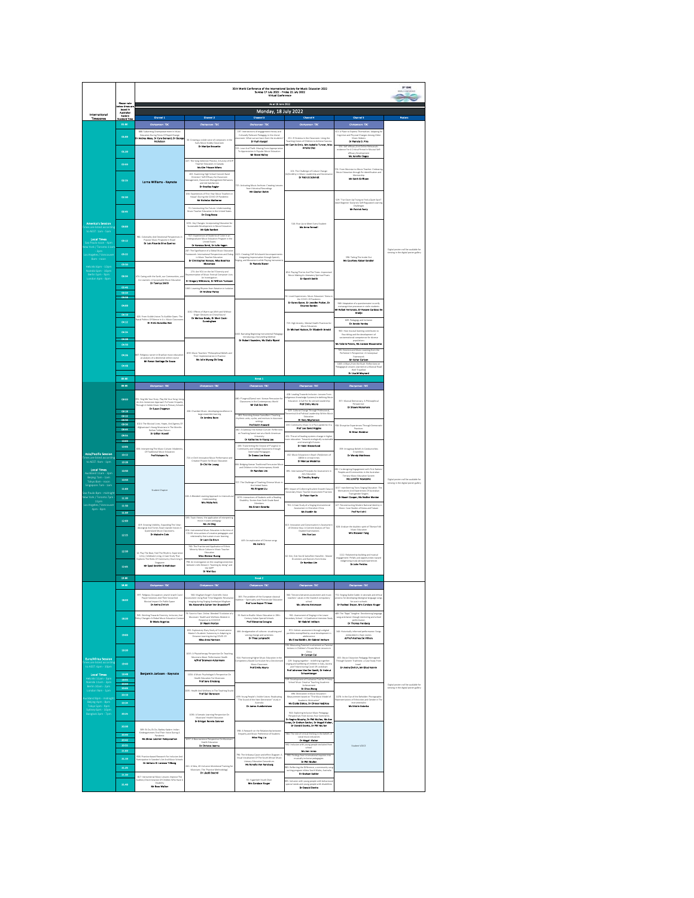# 35th World Conference of the International Society for Music Education 2022

Sunday 17 July 2022 - Friday 22 July 2022

Virtual Conference

As at 18 June 2022

Please note below times are based in Australian Eastern Standard Time

## Monday, 18 July 2022

| International Timezones | Time | Channel 1 | Channel 2 | Channel 3 | Channel 4 | Channel 5 | Posters |
|---|---|---|---|---|---|---|---|
| | | Chairperson: TBC | Chairperson: TBC | Chairperson: TBC | Chairperson: TBC | Chairperson: TBC | |

### America's Session

Times are listed according to AEST: 11am - 5pm

**Local Times**

Sao Paulo 10am - 4pm
New York / Toronto 9am - 3pm
Los Angeles / Vancouver 6am - 12pm
Helsinki 4pm - 10pm
Nairobi 4pm - 10pm
Berlin 3pm - 9pm
London 2pm - 8pm

**Channel 1**

- 888: Subverting Disempowerment in Music Education During Times Of Rapid Change — Dr Andrea Maas, Dr Cara Bernard, Dr George Nicholson
- Lorna Williams - Keynote
- 982: Coloniality And Decolonial Perspectives in Popular Music Programs in Brazil — Dr Luis Ricardo Silva Queiroz
- 476: Caring with the Earth, our Communities, and Co-Learners: A Sustainable Music Education — Dr Tawnya Smith
- 420: From Visible Voices To Audible Gaze: The Racial Politics Of Silence In U.S. Music Classrooms — Dr Ardis Gonzalez Ben
- 487: Religious racism in Brazilian music education: an analysis of a decolonial online course — Mr Renan Santiago De Souza

**Channel 2**

- 39: Creating a visible voice of composers in the Early Music Vitality Classroom — Dr Marilyn Bouvette
- 437: The Song Selection Process: A Survey of Self-Teacher Educators in Canada — Ms Kim Fleaner Miller
- 263: Examining High School Concert Band Directors' Self-Efficacy for Classroom Management, Classroom Management Behaviors, and Job Satisfaction — Dr Bradley Regier
- 106: Experiences of First-Year Music Teachers in Hawai'i During the COVID-19 Pandemic — Ms Nicholas Matherne
- 72: Constructing Our Future: Understanding Music Teacher Education in the United States — Dr Craig Resta
- 1051: Key Changes: Incorporating Education for Sustainable Development in Music Education — Mr Kyle Sanders
- 672: Experiences of Students of Color in an Undergraduate Music Education Program in the United States — Dr Vanessa Bond, Dr Julie Hagen
- 187: The Significance of a Global Music Education Framework: International Perspectives and Dialog in Music Teacher Education — Dr Christopher Hanson, Miss Beatrice Monserrate
- 276: Are YOU in the list? Diversity and Representation of Music Festival Composer Lists: An Investigation — Dr Gregory Whitmore, Dr William Tunnsen
- 1003: Learning Rhymes from Notation in Isolation — Dr Andrew Parey
- 1042: Effects of Warm-ups With and Without Singer Gestures on Choral Sound — Dr Melissa Grady, Dr Brent Cook-Cunningham
- 835: Music Teachers' Philosophical Beliefs and Their Implementation in Practice — Ms Julia Myung Ok Song

**Channel 3**

- 197: Intersections of engagement theory and Culturally Relevant Pedagogy in the choral classroom: What can we learn from the students? — Dr Ruth Gurgel
- 933: Jazz And Folk: Moving From Appropriation To Appreciation In Popular Music Education — Mr Steve Holley
- 725: Activating Music Archives: Creating Lessons from Historical Recordings — Mr Clayton Bahm
- 1121: Creating Deff Schoolyard Accompaniments: Integrating Improvisation through Speech, Singing, and Movement while Playing Instruments — Dr Pamela Stover
- 1160: Narrating Beginning Instrumental Pedagogy: Introducing a Storytelling Method — Dr Robert Saunders, Ms Stella Ripani

**Channel 4**

- 351: El Sistema in the Classroom: Using the Teaching Voices of Children to Achieve Success — Mr Camilo Ortiz, Mrs Isabella Turner, Miss Amalia Diaz
- 431: The Challenge of Culture Change: (In)Solubility in Music Leadership and Governance — Dr Patrick Schmidt
- 518: Plus Up to Meet Every Student — Ms Anne Fennell
- 464: Playing Practice And The Times: Improvised Music-Making As Liberatory Spiritual Praxis — Dr Gareth Smith
- 96: Lived Experiences: Music Educators' Stories in the COVID-19 Pandemic — Dr Karen Baker, Dr Jennifer Potter, Dr Brianne Borden
- 723: High Anxiety: Mental Health Practices for Music Educators — Dr Michael Hudson, Dr Elizabeth Arnold

**Channel 5**

- 315: A Place to Express Themselves: Adapting for Cognitive and Physical Changes Among Older Music Makers — Dr Pamela D. Pike
- 334: Self-efficacy And Online Rehearsals: evidence For A Critical Period in Musical Self-efficacy Development — Ms Jennifer Boggs
- 715: From Musician to Music Teacher: Fostering Music Educators through the Identification and Mentorship — Mr Keith Griffioen
- 529: "I've Given Up Trying to Find a Quick Spot": Adult Beginner Autonomy Self-Regulated Learning Challenges — Mr Patrick Feely
- 396: Taking The Inside Out — Ms Courtney Kaiser-Sandler
- 568: Adaptation of a questionnaire to verify self-regulation processes in violin students — Mr Rafael Fernandes, Dr Rosane Cardoso de Araújo
- 695: Pedagogy and Inclusion — Dr Jennie Henley
- 963: How musical learning contributes to flourishing and the development of socioemotional competencies for diverse populations — Ms Valerie Peters, Ms Josiane Bissonnette
- 701: Intercultural Music Learning from the Performer's Perspective: A Conceptual Framework — Mr Ashar Carlson
- 1005: A Diary from the Rush: Reflections on Pedagogical Lessons Learned on a Musical Road Well Travelled — Dr Lisa M Maynard

**Posters:** Digital posters will be available for viewing in the digital poster gallery

**Break 1**

### Asia/Pacific Session

Times are listed according to AEST: 9am - 1pm

**Local Times**

Auckland 11am - 3pm
Beijing 7am - 11am
Tokyo 8am - noon
Singapore 7am - 11am
Sao Paulo 8pm - midnight
New York / Toronto 7pm - 11pm
Los Angeles / Vancouver 4pm - 8pm

**Channel 1**

- 392: Sing Me Your Story, Play Me Your Song: Using An Arts Immersion Approach To Foster Empathy Through A Visible Voice In Primary Schools — Dr Susan Chapman
- 1013: The Musical Lives, Hopes, And Agency Of Afghanistan's Young Musicians In The Months Before Taliban Return — Dr Gillian Howell
- 808: Interpreting The Music Culture: Modernity Of Traditional Music Education — Prof Haiqian Fu
- Student Chapter
- 419: Growing Visibility, Expanding The Vision: Aboriginal And Torres Strait Islander Voices in Queensland Music Classrooms — Dr Malcolm Cole
- 11: Play The Beat, Feel The Rhythm: Experiencing Unity, Celebrates Living, A Case Study That Explores The Roles Of Community Drumming in Singapore — Mr Syed Ibrahim B Mahidayn

**Channel 2**

- 286: Chamber Music: developing excellence in large ensemble learning — Dr Jemima Bunn
- 722: a Work Creative Music Performance and Creative Project for Music Education — Dr Chi Hin Leung
- 606: A Blended Learning Approach to Intercultural Understanding — Mrs Misha Fels
- 345: Room theory: the application of interpreting music in sonic pedagogy — Ms Jia Ding
- 838: Instrumental Music Education in the time of COVID: Intersections of creative pedagogies and relationality that sustain music learning — Dr Leon De Bruin
- 760: The Practice and Application of Ethnic Minority Music Culture in Music Teacher Education — Miss Wenwei Huang
- 798: An investigation on the coupling connection between Little Sessions "learning by doing" and the GEPP — Dr Wei Guo

**Channel 3**

- 440: "Fungmo(Gamo) Ism': Korean Percussion for Classrooms in the Contemporary World — Mr Duk Soo Kim
- 821: Revisiting Korean Samulkkori: Teaching rhythmic cells, cycles, and textures in classroom settings — Prof Keith Howard
- 482: A Gateway into Korean Culture: Reflections on Teaching Samul nori at a North American University — Dr Katherine In-Young Lee
- 449: Transmitting the Groove of P'ungmul in Community and College Classrooms through Intercorporeal Pedagogies — Dr Donna Lee Kwon
- 184: Bridging Korean Traditional Percussion Music and Children in the Contemporary World — Dr Namhee Lim
- 397: The Challenge of Teaching Chinese Music in the United States — Ms Jingjie Liu
- 1070: Intersections of Students with a Reading Disability: Stories from South Asian Book Literature — Ms Groém Gewnko
- 449: An exploration of Chinese songs — Ms Xuke Li

**Channel 4**

- 408: Leading Towards Inclusion: Lessons From Indigenous Knowledge Systems in defining Music Education: A Call For Increased Leadership — Prof Emily Akuno
- 109: Cultural Change Through Professional, Theoretical And Political Leadership Within Music Education — Dr Gary McPherson
- 430: Community Music Is A Pre-condition to It's — Prof Lee David Higgins
- 331: The art of leading systems change in higher music education: Towards ecologically sustainable and meaningful futures — Dr Heidi Westerlund
- 302: Music Education's Reach (Reflections of AMEd in virtual times) — Dr Marcus Medeiros
- 895: International Principles for Assessment in Arts Education — Dr Timothy Brophy
- 893: Impact of Collecting Student Growth Data on Secondary Music Teacher Assessment Practices — Dr Peter Hamlin
- 761: A Case Study of a Singing International Assessment in Shenzhen China — Ms Xiaolin Xu
- 415: Innovation and Determinants in Assessment of Chinese Kay: A Content Analysis of Two Graded Examinations — Mrs Yue Luo
- 62: Kim, Duk Soo & Samulkori Hanullim: Master Drummers and Dancers from Korea — Dr Namhee Lim

**Channel 5**

- 977: Musical Democracy: A Philosophical Perspective — Dr Shawn McNamara
- 936: Disruptive Experiences Through Democratic Practices — Dr Brian Weidner
- 939: Intragroup Beliefs in Conductorless Ensembles — Dr Wendy Matthews
- 582: Co-designing Engagement with First Nations Peoples and Communities in the Australian Tertiary Music Education System — Ms Jennifer Newsome
- 1017: Transforming Trans Singing Education: The Motivations And Experiences Of Australian Transgender Singers — Dr Naomi Cooper, Ms Nadine Maslow
- 137: Reconstructing Student National Identity in Music: Case Studies of Korea and Taiwan — Prof Yuri Ishii
- 826: Analyze the dualistic spirit of Tibetan Folk Music Education — Mrs Shaowei Yang
- 1111: Relationship-building and musical engagement: Pitfalls and opportunities toward Indigenous-led and allowed experiences — Dr John Perkins

**Posters:** Digital posters will be available for viewing in the digital poster gallery

**Break 2**

### Euro/Africa Session

Times are listed according to AEST: 6pm - 12am

**Local Times**

Helsinki 11am - 5pm
Nairobi 11am - 5pm
Berlin 10am - 4pm
London 9am - 3pm
Auckland 8pm - midnight
Beijing 4pm - 10pm
Tokyo 5pm - 11pm
Sydney 6pm - 12am
Bangkok 3pm - 9pm

**Channel 1**

- 925: Religious Occupation: Inside Israeli Court Power Solutions And Their Social And Musical Impact On Public Space — Dr Amira Ehrlich
- 968: Working Towards Diversity, Inclusion, And Policy Changes: A Global Music Education Context — Dr Mario Nguyen
- Benjamin Jorissen - Keynote
- 399: Its Go, Or Do Do, Bailey Kadam: Indian Kindergarteners Find Their Voice During A Pandemic — Ms Shree Lakshmi Vaidyanathan
- 914: Practice-based Research for Inclusion And Participation in Sweden's Art And Music Schools — Dr Adriana Di Lorenzo Tillborg
- 817: Instrumental Music Lessons: Improve The Auditory Discrimination Of Children Who Have A Disability — Ms Bess Walker

**Channel 2**

- 900: Nuqtam Singer's Scientific Voice Assessment: Using Real-Time Magnetic Resonance Imaging during Singing (Azerbaijani Mugham) — Ms Alexandra Sultan Von Brasseloff
- 79: Foot to Floor Online: Blended Realisation of a Musicians' Health and Wellness Module in Response to COVID-19 — Dr Naomi Norton
- 806: Exploratory Diary Study of Conservatoire Student's Academic Activities in Adapting to Distance Learning during COVID-19 — Miss Anna Harrison
- 1013: A Physiotherapy Perspective On Teaching Musicians About Performance Health — A/Prof Bronwen Ackermann
- 1006: A Music Psychologist's Perspective On Health Education For Musicians — Prof Jane Ginsborg
- 1035: Health And Wellness In The Teaching Studio — Prof Gail Berenson
- 1060: A Somatic Learning Perspective On Musicians' Health Education — Dr Bridget Rennie-Salonen
- 1017: A Neuroscience Perspective On Musicians' Health Education — Dr Christo Joanna
- 161: A New, All Inclusive Attentional Training for Musicians: The 'Practice Methodology' — Dr László Stachó

**Channel 3**

- 581: The problem of the European classical tradition – Spirituality and Postsecular Education — Prof June Boyce-Tillman
- 13: Back to Brazilian Music Education in 19th-Century Italian Special Schools — Prof Giovanna Carugno
- 888: Amalgamation of cultures: visualizing and solving change and sameness — Dr Thea Lamprecht
- 914: Positioning Higher Music Education in the Competences-Based Curriculum for a Decolonised Music Classroom — Prof Emily Akuno
- 699: Young People's Hidden Voice: Replicating "The Sound of the Next Generation" study in Australia — Dr James Humberstone
- 998: A Research on the Relationship between Empathy and Music Preference of Students — Miss Ying Liu
- 796: The Virtuosa Canon and Ethnic Diagram: A Visual Visualization Of The South African Music Literacy Education Conundrum — Ms Ronelle Van Rensburg
- 55: Fugenhalt Youth Choir — Mrs Candace Kruger

**Channel 4**

- 908: Tensions between assessment and music teachers' values in the Swedish compulsory school — Ms Johanna Antonsson
- 962: Assessment of Singing in the Lower Secondary School - A Qualitative Interview Study — Mr Gabriel Imthurn
- 973: Holistic assessment through a digital portfolio exemplified by vocal development in adolescence — Ms Elina Bäcklin, Mr Gabriel Imthurn
- 150: Measuring Parental Involvement as Parental Actions in Children's Private Music Lessons in China — Dr Cuncun Cui
- 229: Singing together - redefining together singing and wellbeing of children in Italy, Austria and Finland during Covid-19 lockdown — Prof Johannes Van Der Sandt, Dr Helmut Schaumberger
- 939: Development of Evaluation Tool for Primary School Music Creative Teaching Academic Achievement — Dr Chao Zhang
- 890: Motivation in Music Education: Measurement based on "The Music Model of Academic Motivation" — Ms Diotila Sidiou, Dr Christos Hadjiioos
- 933: Exploring Inclusive Music Pedagogy: Perspectives from Across Four Continents — Dr Regina Murphy, Dr Phil Mullen, Ms Ann Jones, Dr Graham Sattler, Dr Magali Kleber, Dr Donald Devito, Dr Phil Mullen
- 786: The role of critical thinking in the beliefs of social music educators — Dr Magali Kleber
- 982: Inclusion with young people excluded from school — Ms Ann Jones
- 900: Findings from international inquiries into musically inclusive pedagogies — Dr Phil Mullen
- 969: Reflecting the Difference, a community song writing program in New South Wales, Australia — Dr Graham Sattler
- 965: Inclusion with young people with behavioural special needs and young people with disabilities — Dr Donald Devito

**Channel 5**

- 772: Singing Gohila Gabiti: A rationale and ethical process for developing Aboriginal language songs for use in schools — Dr Rachael Dwyer, Mrs Candace Kruger
- 489: The "Bapa" Songline: Decolonising language song and dance through mentoring and school performance — Dr Thomas Fienberg
- 346: Historically informed performance: Songs embedded in Sami stories — A/Prof Alethea De Villiers
- 835: Music Education Pedagogy Reimagined Through Eastern Traditions: a Case Study from Israel — Dr Amira Ehrlich, Mr Eliad Kastiel
- 1076: In the Eye of the Beholder: Photographic Representations of Ethnicities and Genders in The Instrumentalist — Ms Kristin Dokotas
- Student VOICE

**Posters:** Digital posters will be available for viewing in the digital poster gallery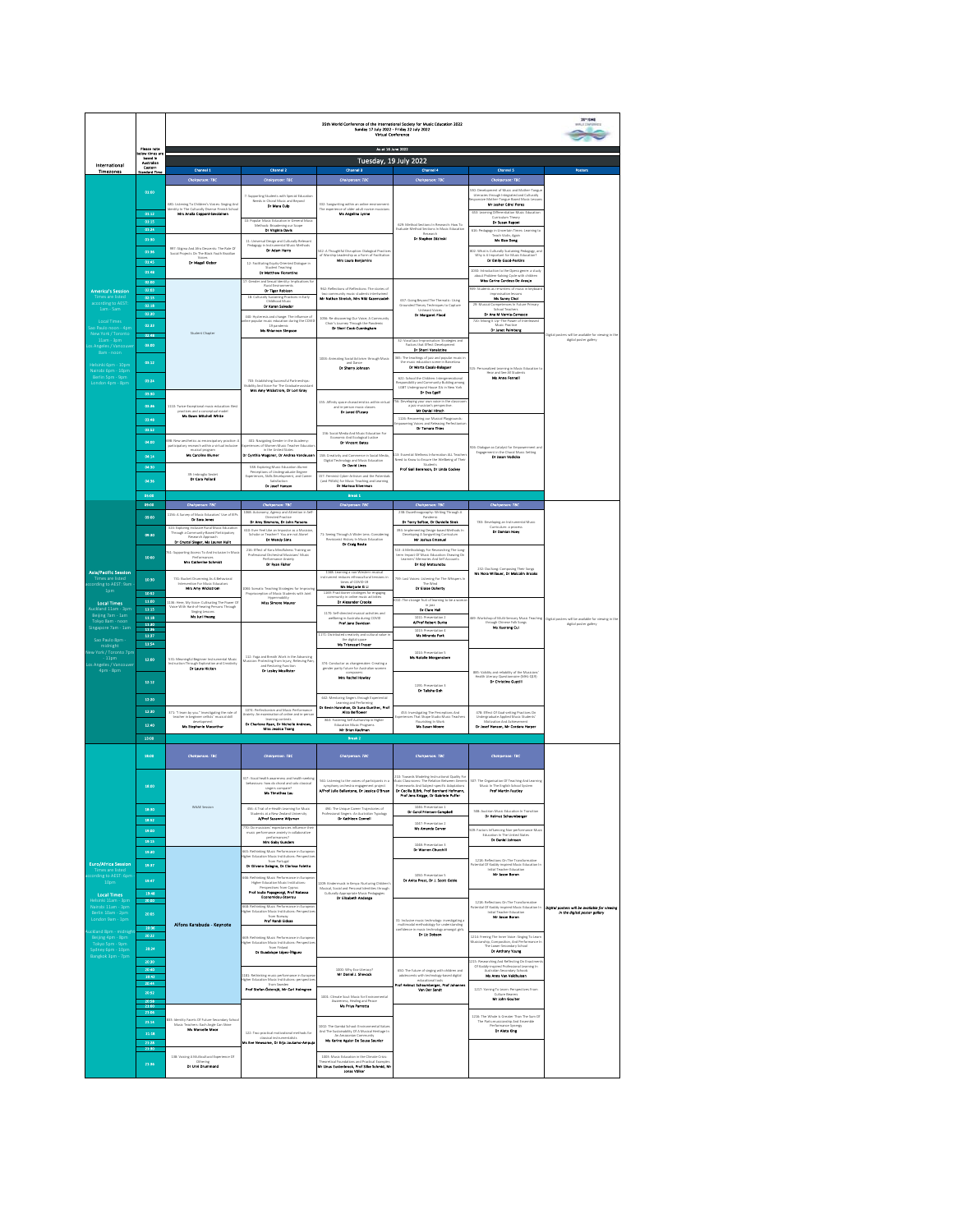# 35th World Conference of the International Society for Music Education 2022

**Sunday 17 July 2022 - Friday 22 July 2022**

**Virtual Conference**

As at 16 June 2022

## Tuesday, 19 July 2022

International Timezones | Please note below times are based in Australian Eastern Standard Time

### America's Session

Times are listed according to AEST 1am - 5am

Local Times: Sao Paulo noon - 4pm; New York / Toronto 11am - 3pm; Los Angeles / Vancouver 8am - noon; Helsinki 6pm - 10pm; Nairobi 6pm - 10pm; Berlin 5pm - 9pm; London 4pm - 8pm

| Time | Channel 1 (Chairperson: TBC) | Channel 2 (Chairperson: TBC) | Channel 3 (Chairperson: TBC) | Channel 4 (Chairperson: TBC) | Channel 5 (Chairperson: TBC) | Posters |
|---|---|---|---|---|---|---|
| 01:00 | 685: Listening To Children's Voices: Singing And Identity In The Culturally Diverse Finnish School — Mrs Amélia Coppard-Savolainen | 7: Supporting Students with Special Education Needs in Choral Music and Beyond — Dr Mara Culp | 302: Songwriting within an online environment: The experience of older adult novice musicians — Ms Angelina Lynne | 628: Method Sections In Research: How To Evaluate Method Sections In Music Education Research — Dr Stephen Zdzinski | 530: Development of Music and Mother-Tongue Literacies through Integrated and Culturally Responsive Mother-Tongue Based Music Lessons — Mr Jesher Cêrel Perez | |
| | | | | | 391: Learning Differentiable Music Education: Curriculum Theory — Dr Susan Rapoei | |
| | | 10: Popular Music Education in General Music Methods: Broadening our Scope — Dr Virginia Davis | | | 316: Pedagogy in Uncertain Times: Learning to Teach Violin Again — Ms Xiao Dong | |
| | 997: Stigma And Microaggressions: The Role Of Social Projects On The Music Youth Brazilian Teens — Dr Magali Kleber | 11: Universal Design and Culturally Relevant Pedagogy in Instrumental Music Methods — Dr Adam Harry | 842: A Thoughtful Disruption: Dialogical Practices of Worship Leadership as a Form of Facilitation — Mrs Laura Benjamins | | 802: What is Culturally Sustaining Pedagogy, and Why is it Important for Music Education? — Dr Emily Good-Perkins | |
| | | 12: Facilitating Equity-Oriented Dialogue in Student Teaching — Dr Matthew Fiorentino | | | 1050: Introduction to the Opera genre: a study about Problem-Solving Cycle with children — Miss Carina Cardoso De Araujo | |
| 02:00 | Student Chapter | 17: Gender and Sexual Identity: Implications for Rural Environments — Dr Tiger Robison | 912: Reflections of Reflections: The stories of two community music students intertwined — Mr Nathan Stretch, Mrs Niki Gazemzadeh | 657: Going Beyond The Thematic: Using Grounded Theory Techniques to Capture Unheard Voices — Dr Margaret Flood | 839: Students as creators of music in keyboard improvisation lessons — Ms Sunny Choi | Digital posters will be available for viewing in the digital poster gallery |
| | | 18: Culturally Sustaining Practices in Early Childhood Music — Dr Karen Salvador | | | 29: Musical Competencies in Future Primary School Teachers — Dr Ana M Vernia-Carrasco | |
| | | 340: Hysteresis and change: The influence of online popular music education during the COVID-19 pandemic — Ms Rhiannon Simpson | 1036: Re-discovering Our Voice, A Community Choir's Journey Through the Pandemic — Dr Sheri Cook-Cunningham | | 720: Mixing It Up: The Power of Interleaved Music Practice — Dr Janet Feinberg | |
| | | | | 52: Vocal Jazz Improvisation: Strategies and Factors that Effect Development — Dr Sherri Vanslstine | | |
| 03:00 | | 703: Establishing Successful Partnerships: Visibility And Voice For The Graduate Assistant — Mrs Amy Wickstrom, Dr Lori Gray | 1020: Animating Social Activism through Music and Dance — Dr Sherry Johnson | 985: The teachings of jazz and popular music in the music education scene in Barcelona — Dr Marta Casals-Balaguer | 725: Personalized learning in Music Education to New and Old Skill Students — Ms Anna Fennell | |
| | | | | 622: School the Children: Intergenerational Responsibility and Community Building among LGBT Underground House DJs in New York — Dr Eva Egolf | | |
| | 1110: Tutor Exceptional music education: Best practices and a conceptual model — Ms Dawn Mitchell White | | 215: Affinity space characteristics within virtual and in-person music classes — Dr Jared O'Leary | 798: Developing your own voice in the classroom: a jazz musician's perspective — Mr Daniel Hirsch | | |
| | | | | 1155: Reconnecting our Musical Playgrounds: Empowering Voices and Releasing Perfectionism — Dr Tamara Thies | | |
| | | | 156: Social Media And Music Education For Economic And Ecological Justice — Dr Vincent Bates | | | |
| 04:00 | 698: New aesthetics as emancipatory practice: A participatory research within a virtual inclusive musical program — Ms Caroline Blumer | 303: Navigating Gender in the Academy: Experiences of Women Music Teacher Educators in the United States — Dr Cynthia Wagoner, Dr Andrea VanDeusen | 246: Creativity and Connection in Social Media, Digital Technology and Music Education — Dr David Lines | 619: Essential Wellness Information ALL Teachers Need to Know to Ensure the Wellbeing of Their Students — Prof Gail Berenson, Dr Linda Cockey | 926: Dialogue as Catalyst for Empowerment and Engagement in the Choral Music Setting — Dr Jason Vodicka | |
| | 29: Indulgile Street — Dr Cara Pollard | 538: Exploring Music Education Alumni Perceptions of Undergraduate Degree Experiences, Skills Development, and Career Satisfaction — Dr Josef Hanson | 107: Feminist Cyber-Activism and the Potentials (and Pitfalls) for Music Teaching and Learning — Dr Marissa Silverman | | | |
| 05:00 | Break 1 | | | | | |

### Asia/Pacific Session

Times are listed according to AEST 9am - 1pm

Local Times: Auckland 11am - 3pm; Beijing 7am - 11am; Tokyo 8am - noon; Singapore 7am - 11am; Sao Paulo 8pm - midnight; New York / Toronto 7pm - 11pm; Los Angeles / Vancouver 4pm - 8pm

| Time | Channel 1 (Chairperson: TBC) | Channel 2 (Chairperson: TBC) | Channel 3 (Chairperson: TBC) | Channel 4 (Chairperson: TBC) | Channel 5 (Chairperson: TBC) | Posters |
|---|---|---|---|---|---|---|
| 09:00 | 1204: A Survey of Music Educators' Use of EPIs — Dr Sara Jones | 1068: Autonomy, Agency and Attention in Self-Directed Practice — Dr Amy Simmons, Dr John Parsons | 71: Seeing Through A Wider Lens: Considering Revisionist History in Music Education — Dr Craig Resta | 238: Duoethnography: Writing Through A Pandemic — Dr Terry Sefton, Dr Danielle Sirek | 783: Developing an Instrumental Music Curriculum: a process — Dr Damian Hoey | |
| | 331: Exploring Inclusive Rural Music Education Through a Community-Based Participatory Research Approach — Dr Crystal Sieger, Ms Lauren Hult | 443: Ever feel like an Impostor as a Musician, Scholar or Teacher? You are not Alone! — Dr Wendy Sims | | 865: Implementing Design-based Methods In Developing A Songwriting Curriculum — Mr Joshua Ethelund | | |
| 10:00 | 94: Supporting Stories To And to Listen In Music Performances — Mrs Catherine Schmidt | 216: Effect of Extra Mindfulness Training on Professional Orchestral Musicians' Music Performance Anxiety — Dr Ryan Fisher | | 513: A Methodology For Researching The Long-Term Impact Of Music Education Drawing On Learners' Memories And Self-Accounts — Dr Koji Matsunobu | 233: Our Song: Composing Their Songs — Ms Nora Willauer, Dr Malcolm Brooks | |
| | 720: Student Drumming As A Behavioral Intervention For Music Educators — Mrs Amy Wickstrom | 1004: Somatic Teaching Strategies for Improving Physicalization of Music Students with Joint Hypermobility — Miss Simone Maurer | 1166: Learning a non-Western musical instrument reduces ethnocultural tensions in times of COVID-19 — Ms Marjorie Li | 795: Lost Voices: Listening For The Whispers In The Wind — Dr Eloise Doherty | | Digital posters will be available for viewing in the digital poster gallery |
| | | | 1169: Practitioner strategies for engaging community in online music activities — Dr Alexander Crooke | | | |
| 11:00 | 1126: Here, My Vision: Cultivating The Power Of Voice With Hard-of-Hearing Persons Through Singing Lessons — Ms Joi Hwang | | 1175: Self-directed musical activities and wellbeing in Australia during COVID — Prof Jane Davidson | 1010: The courage fruit of learning to be a woman in jazz — Dr Clare Hall | 389: Workshop of Multi-Sensory Music Teaching through Chinese Folk Songs — Ms Xuerong Cui | |
| | | | | 1011: Presentation 2 — A/Prof Robert Burke | | |
| | | | | 1013: Presentation 3 — Ms Miranda Park | | |
| | | | 1171: Distributed creativity and cultural value in the digital space — Ms Trinnacet Fraser | | | |
| 12:00 | 535: Meaningful Beginner Instrumental Music Instruction Through Exploration and Creativity — Dr Laura Hicken | 122: Yoga and Breath Work in the Advancing Musician: Promoting from Injury, Relieving Pain and Restoring Function — Dr Lesley McAllister | 376: Conductor as changemaker: Creating a gender parity future for Australian women composers — Mrs Rachel Howley | 1015: Presentation 5 — Ms Natalie Morgenstern | 885: Validity and reliability of the Musicians' Health Literacy Questionnaire (MHL-Q19) — Dr Christine Guptill | |
| | | | | 1291: Presentation 5 — Dr Talisha Goh | | |
| | | | 532: Mentoring Singers Through Experiential Learning and Performing — Dr Gwen Hanrahan, Dr Susie Gunther, Prof Alicia Bellhouse | | | |
| | 371: "I learn by you." Investigating the role of teacher to beginner cellists' vocal skill development — Ms Stephanie Macarthur | 1074: Perfectionism and Music Performance Anxiety: An examination of online and in-person learning contexts — Dr Charlene Ryan, Dr Nicholle Andrews, Miss Jessica Tsang | 803: Fostering Self-Authorship in Higher Education Music Programs — Mr Brian Kaufman | 455: Investigating The Perceptions And Experiences That Shape Studio Music Teachers Flourishing In Work — Ms Susan Moore | 278: Effect Of Goal-setting Practices On Undergraduate Applied Music Students' Motivation And Achievement — Dr Josef Hanson, Mr Cordero Harper | |
| 13:00 | Break 2 | | | | | |

### Euro/Africa Session

Times are listed according to AEST 6pm - 10pm

Local Times: Helsinki 11am - 3pm; Nairobi 11am - 3pm; Berlin 10am - 2pm; London 9am - 1pm; Auckland 8pm - midnight; Beijing 4pm - 8pm; Tokyo 5pm - 9pm; Sydney 6pm - 10pm; Bangkok 3pm - 7pm

| Time | Channel 1 (Chairperson: TBC) | Channel 2 (Chairperson: TBC) | Channel 3 (Chairperson: TBC) | Channel 4 (Chairperson: TBC) | Channel 5 (Chairperson: TBC) | Posters |
|---|---|---|---|---|---|---|
| 18:00 | WAAE Session | 327: Vocal health awareness and health-seeking behaviours: how do choral and solo classical singers compare? — Ms Timothea Lau | 580: Listening to the voices of participants in a symphony orchestra engagement project — A/Prof Julie Ballantyne, Dr Jessica O'Bryan | 219: Towards Modeling Instructional Quality For Music Classrooms: The Relation Between Generic Frameworks And Subject-specific Adaptations — Dr Cecilia Björk, Prof Bernhard Hofmann, Prof Jens Knigge, Dr Gabriele Puffer | 107: The Organisation Of Teaching And Learning Music In The English School System — Prof Martin Fautley | |
| | | 356: A Trial of e-Health Learning for Music Students at a New Zealand University — A/Prof Suzanne Wijsman | 994: The Unique Career Trajectories of Professional Singers: An Australian Typology — Dr Kathleen Connell | 1046: Presentation 1 — Dr Carol Frierson-Campbell | 588: Austrian Music Education In Transition — Dr Helmut Schaumberger | |
| | | | | 1047: Presentation 2 — Ms Amanda Carver | | |
| 19:00 | | 770: Do musicians' expectancies influence their music performance anxiety in collaborative performances? — Mrs Gaby Gundem | | 1048: Presentation 3 — Dr Warren Churchill | 509: Factors Influencing Teen performance Music Education In The United States — Dr Daniel Johnson | |
| | Alfons Karabuda - Keynote | 665: Rethinking Music Performance in European Higher Education Music Institutions: Perspectives from Portugal — Dr Silvana Delegna, Dr Clarissa Foletto | 1208: Kindermusik in Kenya: Nurturing Children's Musical, Social and Personal Identities through Culturally Appropriate Music Pedagogies — Dr Elizabeth Andango | 1050: Presentation 5 — Dr Anita Prest, Dr J. Scott Goble | 1216: Reflections On The Transformative Potential Of Kodály-inspired Music Education In Initial Teacher Education — Mr Jason Boron | |
| | | 666: Rethinking Music Performance in European Higher Education Music Institutions: Perspectives from Cyprus — Prof Louis Papageorgiou, Prof Natassa Economidou-Stavrou | | | | |
| 20:00 | | 668: Rethinking Music Performance in European Higher Education Music Institutions: Perspectives from Norway — Prof Randi Eidsaa | | 35: Inclusive music technology: investigating a multimodal methodology for understanding confidence in music technology amongst girls — Dr Liz Dobson | 1220: Reflections On The Transformative Potential Of Kodály-inspired Music Education In Initial Teacher Education — Mr Jason Boron | *Digital posters will be available for viewing in the digital poster gallery* |
| | | 669: Rethinking Music Performance in European Higher Education Music Institutions: Perspectives from Finland — Dr Guadalupe López-Íñiguez | | | 1214: Finding The Inner Voice: Singing To Learn Musicianship, Composition, And Performance In The Lower Secondary School — Dr Anthony Young | |
| | | | 1020: Why Eco-literacy? — Mr Daniel J. Shevock | 850: The future of singing with children and adolescents with technology-based digital educational tools — Prof Helmut Schaumberger, Prof Johannes Van Der Sandt | 1215: Researching And Reflecting On Enactments Of Kodály-inspired Professional Learning In Australian Secondary Schools — Ms Anna Van Veldhuisen | |
| | | 1181: Rethinking Music Performance in European Higher Education Music Institutions: perspectives from Sweden — Prof Stefan Östersjö, Mr Carl Holmgren | | | 1217: Voicing Pedagogic Perspectives From Cultural Sources — Mr John Gouder | |
| 21:00 | | | 1001: Climate Soul Music for Environmental Awareness, Healing and Peace — Ms Priya Parrotta | | | |
| | 831: Identity Facets Of Future Secondary School Music Teachers: Each Angle Can Shine — Ms Marcelle Moor | 122: Two practical motivational methods for classical instrumentalists — Ms Eve Newsome, Dr Erja Joukamo-Ampuja | 1002: The Gandel School: Environmental Values And The Sustainability Of A Musical Heritage in An Amazonian Community — Ms Karina Aguiar De Souza Sauter | | 1216: The Whole Is Greater Than The Sum Of The Parts: musicianship And Ensemble Performance Synergy — Dr Alecia King | |
| | 146: Voicing A Multicultural Experience Of Othering — Dr Urel Drummond | | 1003: Music Education in the Climate Crisis: Theoretical Foundations and Practical Examples — Mr Linus Eusterbrock, Prof Silke Schmid, Mr Jonas Völker | | | |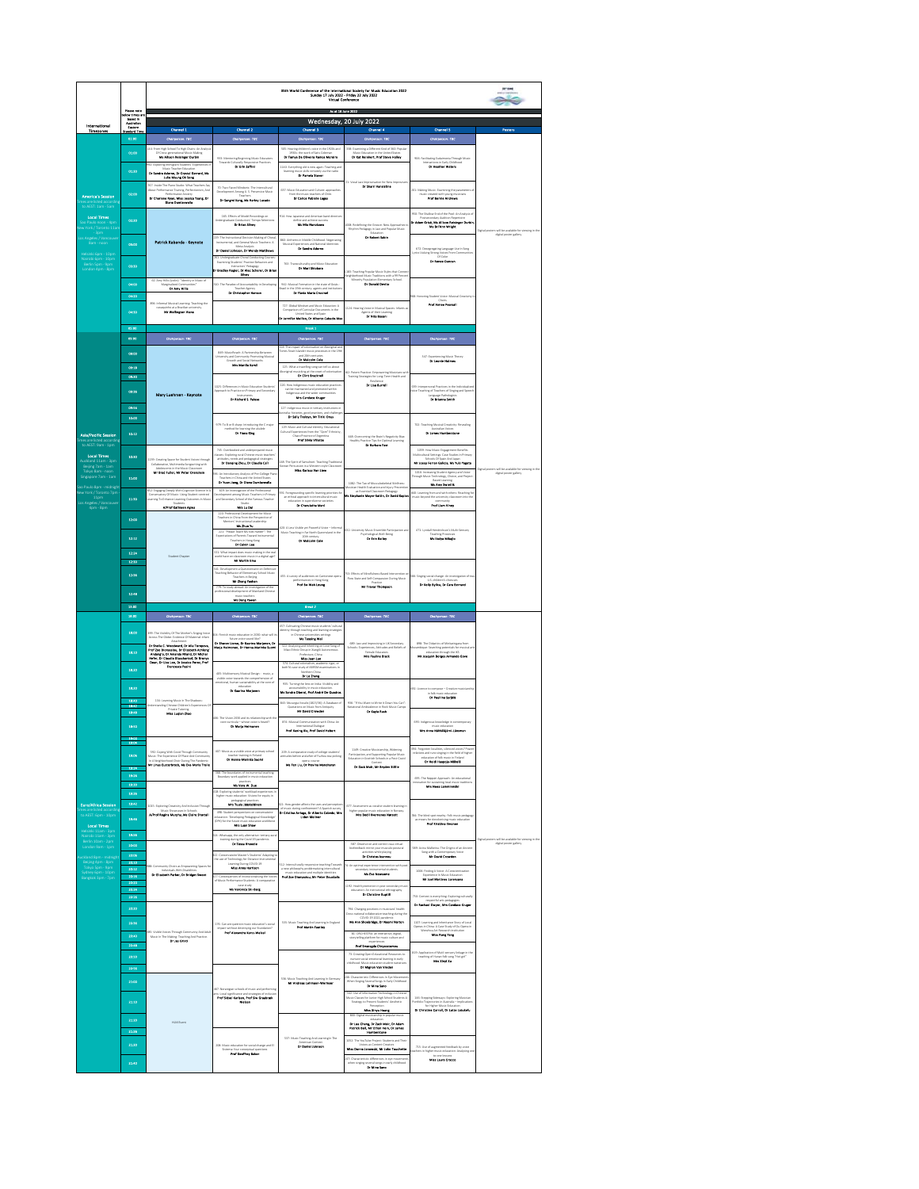# 35th World Conference of the International Society for Music Education 2022

Sunday 17 July 2022 - Friday 22 July 2022

Virtual Conference

As at 18 June 2022

## Wednesday, 20 July 2022

Please note below times are based in Australian Eastern Standard Time

| International Timezones | AEST | Channel 1 | Channel 2 | Channel 3 | Channel 4 | Channel 5 | Posters |
|---|---|---|---|---|---|---|---|
| | 01:00 | Chairperson: TBC | Chairperson: TBC | Chairperson: TBC | Chairperson: TBC | Chairperson: TBC | |
| **America's Session** Times are listed according to AEST: 1am - 5am. **Local Times** Sao Paulo 12pm - 4pm; New York / Toronto 11am - 3pm; Los Angeles / Vancouver 8am - noon; Helsinki 6pm - 10pm; Nairobi 6pm - 10pm; Berlin 5pm - 9pm; London 4pm - 8pm | 01:00 | 314: From High School To High Choirs: An Analysis Of Cross-generational Music Making. Ms Allison Reisinger Durbin | 933: Mentoring Beginning Music Educators Towards Culturally Responsive Practices. Dr Erin Zaffini | 303: Hearing children's voice in the 1930s and 1950s: the work of Satis Coleman. Dr Tamya Da Oliveira Ramos Moreira | 238: Examining a Different Kind of 360: Popular Music Education in the United States. Dr Kat Reinhert, Prof Steve Holley | 964: Facilitating Eudaimonia Through Music Interactions in Early Childhood. Dr Heather Waters | Digital posters will be available for viewing in the digital poster gallery |
| | 01:30 | 265: Exploring Immigrant Students' Experiences in Music Teacher Education. Dr Sandra Adams, Dr Crystal Barnard, Ms Julia Hwang Oh Song | | 1112: Everything old is new again: Teaching and learning music of the ancients via the radio. Dr Pamela Stover | | | |
| | 02:00 | 767: Inside The Piano Studio: What Teachers Say About Performance Touring, Performances, And Performance Anxiety. Dr Charlene Ryan, Miss Jessica Young, Dr Diana Dumlavwalla | 70: Two Faced Mindsets: The Intercultural Development Among U.S. Preservice Music Teachers. Dr Sangmi Kang, Ms Kelley Lesson | 597: Music Education and Culture: approaches from the music teachers of Chile. Dr Carlos Poblete Lagos | 23: Visual Jazz Improvisation for New Improvisers. Dr Sherri Hamstra | 201: Making Music: Examining the parameters of music created with young musicians. Prof Bonita Andrews | |
| | 02:30 | Patrick Kabanda - Keynote | 245: Effects of Model Recordings on Undergraduate Conductors' Tempo Selections. Dr Brian Silvey | 914: How Japanese and American band directors define and achieve success. Ms Mia Hanokawa | 1008: Redefining the Groove: New Approaches to Modern Pedagogy in Jazz and Popular Music Education. Dr Robert Sabin | 956: The Shallow End of the Pool: An Analysis of Postsecondary Audition Repertoire. Dr Adam Grisé, Ms Allison Reisinger Durbin, Ms Dr Kim Wright | |
| | 03:00 | | 320: The International Domestic Making of Choral, Instrumental, and General Music Teachers: A Meta-Analysis. Dr Daniel Johnson, Dr Wendy Matthews | 888: Anthems in Childish Childhood: Negotiating Musical Experiences and National Identities. Dr Sandra Adams | | 673: Decongregating Language: Unaccompanied Lyrics Valuing Strong Voices From Communities Of Color. Dr Renee Duncan | |
| | 03:30 | | 281: Undergraduate Choral Conducting Courses: Examining Students' Practice Behaviors and Instructors' Pedagogy. Dr Bradley Regier, Dr Wes Schomer, Dr Brian Silvey | 961: Transcultural music education. Dr Mari Shiobara | 1180: Teaching Popular Music Styles that Connect Neighborhood Music Traditions with a PR Forms Ministry Population Elementary School. Dr Donald DeVito | | |
| | 04:00 | 11: Amy Hills (Jinks) "Identity in Music of Marginalised Communities". Dr Amy Mills | 161: The Paradox of Accountability in Developing Teacher Agency. Dr Christopher Benson | 932: Musical Formation in the state of Goiás, Brazil in the 20th century: agents and institutions. Dr Flavia Maria Cruvinel | | 966: Honoring Student Voice: Musical Creativity in Choirs. Prof Anne Pearsall | |
| | 04:30 | 386: Informal Musical Learning: Teaching the saxophone at a Brazilian university. Mr Wellington Nunes | | 727: Global Mindset and Music Education: A Comparison of Curricular Documents in the United States and Spain. Dr Jennifer Mellizo, Dr Alberto Cabedo-Mas | 1124: Hearing Voice in Musical Spaces: Infants as Agents of their Learning. Dr Nita Bassin | | |
| | 05:00 | Break 1 | | | | | |
| | 09:00 | Chairperson: TBC | Chairperson: TBC | Chairperson: TBC | Chairperson: TBC | Chairperson: TBC | |
| **Asia/Pacific Session** Times are listed according to AEST: 9am - 1pm. **Local Times** Auckland 11am - 3pm; Beijing 7am - 11am; Tokyo 8am - noon; Singapore 7am - 11am; Sao Paulo 8pm - midnight; New York / Toronto 7pm - 11pm; Los Angeles / Vancouver 4pm - 8pm | 09:00 | Mary Luehrsen - Keynote | 849: MusicReads: A Partnership Between University and Community Promoting Musical Growth and Social Outreach. Mrs Marilia Kamil | 114: The impact of colonisation on Aboriginal and Torres Strait Islander music processes in the 19th and 20th centuries. Dr Malcolm Cole | 602: Poietic Practice: Empowering Musicians with Training Strategies for Long-Term Health and Resilience. Dr Lisa Burrell | 547: Experiencing Music Theory. Dr Leonie Holmes | Digital posters will be available for viewing in the digital poster gallery |
| | 09:18 | | | 125: What is teaching song can tell us about Aboriginal musicking at the onset of colonisation. Dr Clint Bracknell | | | |
| | 09:30 | | 1029: Differences in Music Education Students' Approach to Practice on Primary and Secondary Instruments. Dr Richard S. Palese | 220: How Indigenous music education practices can be maintained and promoted within Indigenous and the wider communities. Mrs Candace Kruger | | 699: Interpersonal Practices in the Individualised Voice Teaching of Teachers of Singing and Speech Language Pathologists. Dr Brianna Smith | |
| | 09:54 | | | 127: Indigenous music in tertiary institutions in Australia: histories, good practices, and challenges. Dr Sally Treloyn, Mr Tiriki Onus | | | |
| | 10:00 | | | | | | |
| | 10:12 | | 979: To B or B sharp: introducing the C major method for learning the ukulele. Dr Fiona King | 139: Music and Cultural Identity: Educational Cultural Experiences from the "Siam" Ethnicity Chiang Province of Argentina. Prof Silvia Villalba | 348: Overcoming the Brain's Negativity Bias: Healthy Practice Tips for Optimal Learning. Dr Barbara Fast | 702: Teaching Musical Creativity: Revealing Australian Voices. Dr James Humberstone | |
| | 10:30 | 1155: Creating Space for Student Voices through Collaboration, Multimedia Songwriting with Adolescents in the Music Classroom. Mr Brad Fuller, Mr Peter Grenstein | 735: Overlooked and underprepared music classes: Exploring rural Chinese music teachers' attitudes, needs and pedagogical strategies. Dr Xiaoqing Zhou, Dr Claudia Calì | 138: The Spirit of Sanzhuo: Teaching Traditional Korean Percussion in a Western-style Classroom. Miss Carissa Pan Liow | | 1259: How Music Engagement Benefits Multicultural Settings: Case Studies in Primary Schools Of Spain And Japan. Mr Josep Arnau Gallego, Ms Yuki Nagata | |
| | 11:00 | | 398: An Introductory Analysis of Pre-College Piano Teachers in China and the United States. Dr Yuan Jiang, Dr Diana Dumlavwalla | | 1260: The Tao of Musculoskeletal Wellness: Musician Health Evaluation and Injury Prevention in Essential Classroom Pedagogy. Ms Stephanie Mayer-Baillin, Dr David Kaplan | 1018: Increasing Student Agency and Voice Through Music Technology, Choice, and Project-Based Learning. Ms Amy Burchill | |
| | 11:30 | 852: Engaging Deeply With Cognitive Science in a Conservatory Of Music: Using Student-centred Learning To Enhance Learning Outcomes in Music Students. A/Prof Kathleen Agnes | 319: An Investigation of the Professional Development among Music Teachers in Primary and Secondary Schools of the Yanbian Teacher Studio. Mrs Lu Gai | 996: Foregrounding specific learning priorities for an at-local approach to intercultural music education in superdiverse societies. Dr Chanidaka Mani | | 800: Leading from and to Outlook: Reaching for music beyond the university classroom into the community. Prof Liam Viney | |
| | 12:00 | | 223: Professional Development for Music Teachers in China from the Perspective of Members' Institutional Leadership. Ms Zhuo Yu | 828: A Lens Visible yet Powerful Voice – Informal Music Teaching in Far North Queensland in the 20th century. Dr Malcolm Cole | 662: University Music Ensemble Participation and Psychological Well-Being. Dr Erin Bailey | 672: Lyrebird Membrane's Multi-Sensory Teaching Processes. Ms Hedwa Mihajlo | |
| | 12:12 | | 274: "Please Teach Me How Not to Teach": The Expectations of Parents Toward Instrumental Teachers in Hong Kong. Dr Calvin Lee | | | | |
| | 12:24 | Student Chapter | 553: What impacts does music-making in the real world have on classroom music in a digital age? Mr Martin Ims | | | | |
| | 12:30 | | | | | | |
| | 12:36 | | 541: Development a Questionnaire on Deliberate Teaching Behavior of Elementary School Music Teachers in Beijing. Mr Zhang Pashan | 855: A society of audiences on Cantonese opera performances in Hong Kong. Prof Bo Wah Leung | 753: Effects of Mindfulness-Based Intervention on Flow State and Self-Compassion During Music Practice. Mr Trevor Thompson | 988: Singing social change: An investigation of two U.S. children's choruses. Dr Kelly Bylica, Dr Cara Bernard | |
| | 12:48 | | 770: To study attitude: An investigation of the professional development of Mainland Chinese music teachers. Ms Dong Yiwen | | | | |
| | 13:00 | Break 2 | | | | | |
| | 18:00 | Chairperson: TBC | Chairperson: TBC | Chairperson: TBC | Chairperson: TBC | Chairperson: TBC | |
| **Euro/Africa Session** Times are listed according to AEST: 6pm - 11pm. **Local Times** Helsinki 11am - 3pm; Nairobi 11am - 3pm; Berlin 10am - 2pm; London 9am - 1pm; Auckland 8pm - midnight; Beijing 4pm - 8pm; Tokyo 5pm - 9pm; Sydney 6pm - 10pm; Bangkok 3pm - 7pm | 18:00 | 489: The Visibility Of The Mother's Singing Voice Across The Globe: Evidence Of Maternal Infant Attachment. Dr Sheila C. Woodward, Dr Alla Toropova, Prof Zoe Dionyssiou, Dr Elizabeth Anthony Andang'o, Dr Amanda Minaré, Dr Michel Hofer, Dr Claudia Gluschankof, Dr Brenya Owen, Dr Lisa Lee, Dr Jessica Pecor, Prof Francesca Pasini | 804: Finnish music education in 2030: what will its future environment look like? Dr Sharon Lierse, Dr Gabriela Margiewa, Dr Marja Heimonen, Dr Hanna-Mariina Syveni | 857: Cultivating Chinese music students' cultural identity through teaching and learning strategies in Chinese universities settings. Ms Tianqing Wei | 685: Jazz and Improvising in US Secondary Schools: Experiences, Attitudes and Beliefs of Female Educators. Mrs Pauline Black | 898: The Didactics of Mabanggwas from Mozambique: Searching potentials for musical arts education through the 4D. Mr Joaquim Borges Armando Gove | Digital posters will be available for viewing in the digital poster gallery |
| | 18:10 | | | 811: Analysing and Informing on Love Song of Xibo Ethnic Group in Xinjiang Autonomous Prefecture, China. Miss Juan Luo | | | |
| | 18:20 | | 405: Multisensory Musical Design – music, a skilled voice towards the comprehension of emotional, human sustainability at the core of education. Dr Kaarina Marjanen | 974: Cultural reproduction, academic rigor, or both? A case study of ABRSM examinations in Northern China. Dr Lu Zheng | | | |
| | 18:30 | 150: Learning Music In The Shadows: Understanding Chinese Children's Experiences Of Private Tutoring. Miss Luqian Chao | | 935: Turning the lens on India: Visibility and accountability in music education. Ms Sandra Oberoi, Prof André De Quadros | 956: "If You Want to Write it Down You Can": Notational Ambivalence in Rock Music Camps. Dr Kayla Rush | 493: Listener to composer – Creative musicianship in folk music education. Dr Pauline Sarjala | |
| | 18:40 | | | 1005: Musiqque Equals (2021-96): A Database of Quotations on Music From Antiquity. Mr David Crowden | | | |
| | 18:48 | | | | | | |
| | 18:50 | | 346: The Vision 2030 and its relation to with the reals as music – whose voice is heard? Dr Marja Heimonen | 874: Musical Communication with China: An International Dialogue. Prof Kaiting Hu, Prof David Hebert | | 599: Indigenous knowledge in contemporary music education. Mrs Anna Näkkäläjärvi-Länsman | |
| | 19:00 | | | | | | |
| | 19:06 | 592: Coping With Covid Through Community Music: The Experience Of Rose And Community In A Neighborhood Choir During The Pandemic. Mr Ghas Dulsarboos, Ms Dee Marie Travis | 607: Music as a visible voice at primary school teacher training in Finland. Dr Helena Matinlia Sacchi | 200: A comparative study of college students' attitudes before and after of Turkey teaching opera course. Ms Fan Liu, Dr Pravina Manoharan | 1149: Creative Musicianship, Widening Participation, and Supporting Popular Music Education in Scottish Schools in a Post-Covid Context. Dr Zack Moir, Mr Bryden Stillie | 696: Forgotten localities, silenced voices? Future relevance and new visiting in the field of higher education of folk music in Finland. Dr Heidi Haapoja-Mäkelä | |
| | 19:16 | | 516: The boundaries of instrumental teaching boundary work applied in music education practices. Ms Yoko M. Eue | | | | |
| | 19:20 | | | | | 405: The Nappali Approach: An educational innovation for sustaining local music traditions. Mrs Neea Lamminaho | |
| | 19:30 | | | | | | |
| | 19:36 | | 418: Exploring students' workload experiences in higher music education: Voices for equity in pedagogical practices. Mrs Tuula Jääskeläinen | | | | |
| | 19:40 | 1020: Exploring Creativity And Inclusion Through Music Education In Schools. A/Prof Regina Murphy, Ms Claire Sharrat | 496: Student perspectives on conservatoire education: 'Developing Pedagogical Knowledge' (DPK) for the Kenya music education workforce. Mrs Lean Shaw | 621: How gender affects the uses and perceptions of music during confinement? A Spanish survey. Dr Cristina Arriaga, Dr Alberto Cabedo, Mrs Lidon Moliner | 677: Assessment as vocal in student learning in higher popular music education in Norway. Mrs Cecil Hvamsnes Hønsett | 784: The third spot reality: Folk music pedagogy as means for decolonizing music education. Prof Kristina Ilmonen | |
| | 19:46 | | | | | | |
| | 19:56 | | 324: Whatsapp, the only alternative: tertiary aural training during the Covid-19 pandemic. Dr Tessa Rhoodie | | | | |
| | 20:00 | | | | 367: Observation and interest in music virtual technological instruments in music education activities while playing. Dr Christos Ioannou | 589: Anna Makkonen: The Origins of an Ancient Song with a Contemporary Voice. Mr David Crowden | |
| | 20:06 | | | | | | |
| | 20:10 | 398: Community Choirs as Empowering Spaces for Individuals With Disabilities. Dr Elizabeth Parker, Dr Bridget Sweet | 612: Conservatoire Students' Students' Adapting to the use of Technology for Distance Instrumental Learning During COVID-19. Miss Anna Hanlon | 512: Intercultural responsive teaching: Towards a new philosophy problematizing intercultural music education and multiple identities. Prof Zoe Dionyssiou, Mr Petros Doukakis | 76: An optimal experiences instrument on ed fused secondary instrumental students. Ms Eva Kosmann | 1006: Finding A Voice: A Costa Rican Experience in Music Education. Mr Israel Martínez Lorenzana | |
| | 20:16 | | 327: Consequences of individualizing the history of Music Performance Students: A comparative case study. Ms Veronica Sit-Gong | | | | |
| | 20:20 | | | | 1193: Habit formation in post-secondary music education: An institutional ethnography. Dr Christine Sugrill | | |
| | 20:24 | | | | | | |
| | 20:30 | | | | 708: Changing positions in musicians' health: Cross-national collaboration teaching during the COVID-19 2021 pandemic. Ms Ann Shoebridge, Dr Naomi Norton | 750: Context is everything: Exploring culturally respectful arts pedagogies. Dr Rachael Dwyer, Mrs Candace Kruger | |
| | 20:40 | 505: Visible Voices Through Community And Adult Music In The Making: Teaching And Practice. Dr Jan Grunn | 375: Can arts education more education's social impact without developing our foundation? Prof Alexandra Kertz-Welzel | 355: Music Teaching And Learning in England. Prof Martin Fautley | 96: CRO ESTEA: an interactive, digital, storytelling platform for music culture and experiences. Prof Emmanuela Chrysostomou | 1107: Learning and Inheritance Story of Local Operas in China: A Case Study of Bu Opera in Wenzhou Art Research Institution. Miss Fang Yang | |
| | 20:50 | | | | | | |
| | 20:56 | | | | 75: Drawing Open Educational Resources to increase social-emotional learning in early childhood. Music education student narratives. Dr Meghan Van Vlaciel | 839: Application of Music sensory linkage in the teaching of Hunan folk song "Ge ge". Miss Xiaoi Xu | |
| | 21:00 | | | | | | |
| | 21:10 | | 587: Norwegian school of music and performing arts: Local significance and strategies of inclusion. Prof Sidsel Karlsen, Prof Ole Grasbrekk Nielsen | 599: Music Teaching And Learning in Germany. Mr Andreas Lehmann-Wermser | 268: Characteristic Differences in Eye Movement When Singing Several Songs in Early Childhood. Dr Mina Sano | | |
| | 21:20 | | | | 231: Use of Information Technology in Chinese Music Classes for Junior High School Students: A Strategy to Prevent Students' Aesthetic Perception. Miss Binyu Huang | 285: Stepping Sideways: Exploring Musician Portfolio Trajectories in Australia – Implications for Higher Music Education. Dr Christine Carroll, Dr Latia Lobubs | |
| | 21:30 | Hold Event | | | 802: Digital musicianship in popular music education. Dr Leo Chang, Dr Zack Moir, Dr Adam Patrick Bell, Mr Ethan Hein, Dr James Humberstone | | |
| | 21:40 | | 258: Music education for social change and El Sistema: that contextual questions. Prof Geoffrey Baker | 537: Music Teaching And Learning in The American Context. Dr Daniel Johnson | 1052: The YouTube Project: Students and Their Voices as Content Creators. Miss Donna Lesevski, Mr Luke Tauchette | 715: Use of augmented feedback by voice teachers in higher music education: Analyzing one-to-one lessons. Miss Laura Grasso | |
| | 21:48 | | | | 247: Characteristic differences in eye movements when singing several songs in early childhood. Dr Mina Sano | | |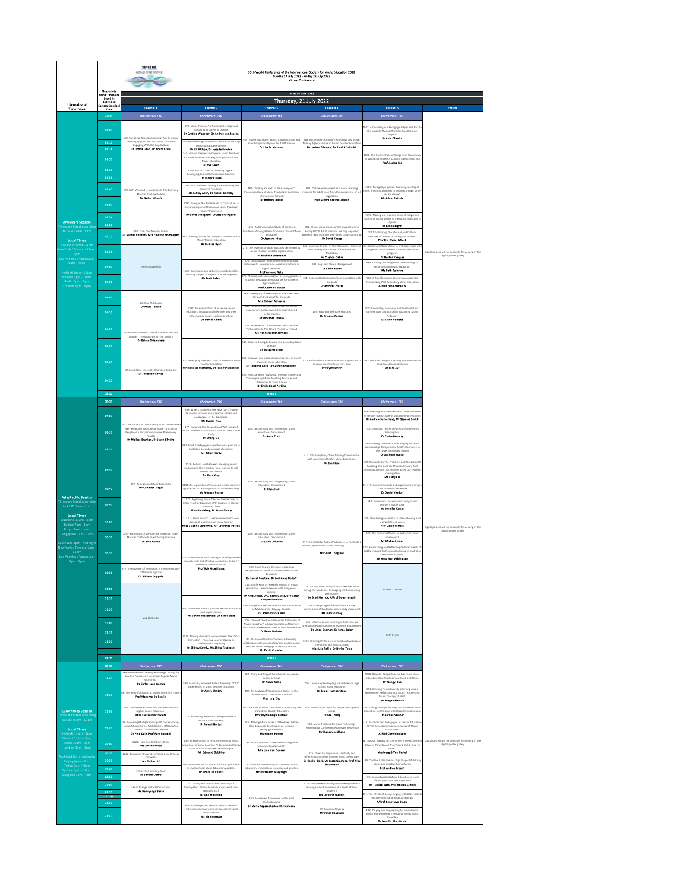# 35th World Conference of the International Society for Music Education 2022

Sunday 17 July 2022 - Friday 22 July 2022

Virtual Conference

As at 16 June 2022

## Thursday, 21 July 2022

Please note below times are based in Australian Eastern Standard Time

| International Timezones | Time | Channel 1 | Channel 2 | Channel 3 | Channel 4 | Channel 5 | Posters |
|---|---|---|---|---|---|---|---|
| America's Session. Times are listed according to AEST: 1am - 5am. Local Times: Sao Paulo noon - 4pm; New York / Toronto 11am - 3pm; Los Angeles / Vancouver 8am - noon; Helsinki 6pm - 10pm; Nairobi 6pm - 10pm; Berlin 5pm - 9pm; London 4pm - 8pm | 01:00 | Chairperson: TBC | Chairperson: TBC | Chairperson: TBC | Chairperson: TBC | Chairperson: TBC | |
| | 01:03 | 420: Sampling, Recontextualizing, And Remixing Teaching Approaches: U.S. Music Educators Engaging With Hip-Hop Culture. Dr Donna Gallo, Dr Adam Kruse | 398: Music Teacher Professional Development Cohort as an Agent of Change. Dr Cynthia Wagoner, Dr Andrea VanDeusen | 987: Aotearoa Band Basics: A Multicultural and Interdisciplinary Option for All Musicians. Dr Lisa M Maynard | 518: At the intersection of Technology and Voice: Making Agency Visible in Music Teacher Education. Mr Jashen Edwards, Dr Patrick Schmidt | 1087: Articulating our Pedagogical Eyes and Ears to the Invisible Musical World in Two Brazilian Projects. Dr Alda Oliveira | |
| | 01:15 | | 723: Empowering Future Music Educators through Dispositional Development. Dr Jill Wilson, Dr Natalie Royston | | | | |
| | 01:18 | | 743: Indiana Elementary General Music Teachers' Attitudes and Practices Regarding Multicultural Music Education. Dr Eva Kwan | | | | |
| | 01:23 | | | | | 1088: The Positive Role of Songs from Hometown in Validating Students' Cultural Identity in China. Prof Jiaxing Xie | |
| | 01:30 | | 1019: My First Year of Teaching: Again? Leveraging Culturally Responsive Practices. Dr Tamara Thies | | | | |
| | 01:36 | | | | | | |
| | 01:43 | 577: Soft War And Its Anxieties In The Everyday Musical Practices in Iran. Dr Nasim Niknafs | 1062: MTE Mothers: Finding Balance During The Covid-19 Pandemic. Dr Ashley Allen, Dr Rachel Grimsby | 487: "Finding Yourself To Be a Foreigner": Phenomenology of Music Teaching in American International Schools. Dr Bethany Nickel | 461: Online environment as a music learning resource for adult choir from the perspective of self-regulation. Prof Sandra Regina Cielavin | 1089: Tokugul ya pobiu: Fostering Identity of Polish Immigrant Families in Iceland through Family music classes. Mr Adam Switala | |
| | 01:53 | | 1080: Living in the Borderlands of Curriculum: A Narrative Inquiry of Preservice Music Teachers' Career Trajectories. Dr David Stringham, Dr Jesse Rathgeber | | | | |
| | 01:54 | | | | | 1090: Making our Invisible Voice of Indigenous Traditional Music Visible in the Music Education of Uganda. Dr Baron Kigozi | |
| | 02:03 | 300: Tech Your Musical Future. Dr Michel Fagence, Mrs Floortje Smehuijzen | | 1165: An Ethnographic Study of Epistemic Resistance Amongst Black American Female Music Educators. Dr Jasmine Hines | 992: Global disparities in online music learning during COVID-19: A machine learning approach based on data from the web-based DMR Soundtrap. Dr David Knapp | | |
| | 02:13 | | 852: Creating Spaces for Complex Conversations in Music Teacher Education. Dr Melissa Ryan | | | 1091: Validating The Musical And Cultural Identities Of American Immigrant Students. Prof Lily Chen-Hafteck | |
| | 02:20 | | | 276: The teaching of vocal practices performed by music students and the digitalization. Dr Michelle Larezzetti | 933: Ghanaian Profiles in the Classroom: Historical and Contemporary Issues of Metadata and Mediation. Mr Clayton Dahm | 161: Building collaborations to embrace music with Indigenous roots in Mexico's music education program. Dr Hector Vazquez | Digital posters will be available for viewing in the digital poster gallery |
| | 03:03 | General Assembly | 1101: Developing Jazz & Commercial Ensembles Teaching Images & Players To Work Together. Mr Matt Falker | 277: Digitalization and the teaching of musical instruments: A research on social interactions in digital networks. Prof Antonio Neto | 105: Yoga and Stress Management. Dr Karen Koner | 693: Utilizing the Indigenous methodology of reclamation in music education. Ms Beth Tainsiro | |
| | 03:13 | | | 278: Musical professionalization of young people: a study on pedagogical musical performance in digital networks. Prof Jusamara Souza | 101: Yoga and Relationships/Communication with Students. Dr Jennifer Potter | 983: A Transformative Learning Approach to Decolonizing Post-Secondary Music Education. A/Prof Yona Stamatis | |
| | 04:00 | 20: Our Ambience. Dr Krista Jobson | 1092: An examination of in-service music educators' occupational identities and their influences on music teaching practices. Dr Daniel Albert | 485: The Legacy of Beethoven as a Teacher, seen through the eyes of his Students. Mrs Colleen Altharia | 105: Yoga and Self-Care Practices. Dr Brianna Borden | 916: Friendship, Solidarity, and Confrontation: Ignorance and Culturally Sustaining Music Pedagogy. Dr Jason Vodicka | |
| | 04:10 | | | 591: Unconducted, Unaccustomed: Participant engagement and enjoyment in ensemble-led performances. Dr Jonathan Govias | | | |
| | 04:20 | 53: Hausbhusik Brasil - Visible Voices & Invisible Sounds - The Music within the family. Dr Salete Chiamulera | | 570: Experiences Of Adolescents And Families Participating In The Piano Project In Finland. Ms Hanna Backer Johnsen | | | |
| | 04:30 | | | 688: Code-switching Behaviors in a Secondary Band Director. Dr Margaret Flood | | | |
| | 04:40 | 37: Iowa State University Chamber Orchestra. Dr Jonathan Govias | 367: Developing Feedback Skills in Preservice Music Teacher Education. Mr Nicholas Marberry, Dr Jennifer Blackwell | 665: Inclusion and cultural responsiveness in South American music education. Dr Johanna Abril, Dr Catherine Bennett | 77: A Philosophical Examination and Application of Lessons from the Pixar Film, Soul. Dr Raychl Smith | 200: The Radio Project: Creating Space Online for Song Invention and Sharing. Dr Sara Zur | |
| | 04:53 | | | 829: Music and the "Evolving" Mission: Connecting Contemporary Music Teaching Practices and Discourses to Their Origins. Dr Emily Good-Perkins | | | |
| | 05:00 | Break 1 | | | | | |
| Asia/Pacific Session. Times are listed according to AEST: 9am - 1pm. Local Times: Auckland 11am - 3pm; Beijing 7am - 11am; Tokyo 8am - noon; Singapore 7am - 11am; Sao Paulo 8pm - midnight; New York / Toronto 7pm - 11pm; Los Angeles / Vancouver 4pm - 8pm | 09:00 | Chairperson: TBC | Chairperson: TBC | Chairperson: TBC | Chairperson: TBC | Chairperson: TBC | |
| | 09:03 | | 535: What's changed since Wise (2013)? New Zealand classroom music teacher beliefs and pedagogies in the digital age. Mr Martin Emo | | | 580: Stepping into the unknown: The experiences of tertiary piano students studying improvisation. Dr Andrew Sutherland, Mr Stewart Smith | |
| | 09:13 | 166: The Impact of Choir Participation on Perceived Well-Being and Measures of Voice Function in People with Parkinson's disease: Preliminary Results. Dr Melissa Brunkan, Dr Jason Silveira | 477: Exploring the Occupational Well-being of Music Teachers in Mainland China: A Quantitative Study. Dr Chang Liu | 526: Decolonising and Indigenising Music education: Discussion 1. Dr Anita Prest | | 758: Disability, Teaching flute to children with hearing loss. Dr Eloise Doherty | |
| | 09:20 | | 582: Playful pedagogies as professional practice in Australian secondary music classrooms. Mr Ruben Hardy | | 413: City Symphony: Transforming Communities with Augmented Reality Music Experiences. Dr Eve Klein | 889: Freeing The Inner Voice: Singing To Learn Musicianship, Composition, And Performance In The Lower Secondary School. Dr Anthony Young | |
| | 09:30 | | 1138: Betwixt and Between: emerging music teachers and the transition from mentee to self mentor and mentor. Dr Alicia King | | | 538: Research On The Problems And Strategies Of Teaching Chinese Folk Music In Primary And Secondary Schools: An Analysis Based On Teachers Investigation. Mr Xiaojia Li | |
| | 09:40 | 897: Belonging in Music Ensembles. Dr Cameron Siegal | 1196: An exploration of male and female teachers' approaches to teaching music to adolescent boys. Ms Meagan Pearse | 527: Decolonising and Indigenising Music Education: Discussion 2. Dr Claire Hall | | 1117: Period instruments and expansive learning in a tertiary music ensemble. Dr Daniel Yeadon | |
| | 09:53 | | 1071: Beginning Music Teacher Perspectives of Initial Teacher Education (ITE) Program in Hainan Province, China. Miss Han Meng, Dr Jason Goopy | | | 943: Curriculum renewal: overcoming music teacher's visible voice. Ms Jennifer Carter | |
| | 10:03 | | 1133: "I teach music": Lived experience of a non-specialist public school music teacher. Miss Siazzina Lara Orbe, Mr Lawrence Parcon | | | 798: Unmasking our ability to listen: Hearing and seeing different voices. Prof David Forrest | Digital posters will be available for viewing in the digital poster gallery |
| | 10:10 | 726: Perceptions of Vietnamese American Elders' Musical Childhoods Lived During Wartime. Dr Tina Huynh | | 528: Decolonising and Indigenising Music Education: Discussion 3. Dr David Johnson | 677: Using Digital Audio Workspaces to Facilitate Holistic Approach to Music Learning. Ms Sarah Longford | 820: The Rehearsal Room: an authentic music classroom? Mr Michael Jones | |
| | 10:20 | | 326: Make your musical messages visually powerful through clear and effective conducting gesture / nonverbal communication. Prof Rob McWilliams | | | 870: Researching And Reflecting On Enactments Of Visibly-inspired Professional Learning In Australian Secondary Schools. Ms Anna Van Veldhuisen | |
| | 10:30 | 877: The Science Of Arrogance: A Phenomenology Of Musical Egotism. Dr William Coppola | | 980: Steps Toward Centring Indigenous Perspectives in Canadian Post-secondary Music Education. Dr Laurel Forshaw, Dr Lori-Anne Dolloff | | | |
| | 11:00 | | | 318: Conference as research method in music education: Lessons learned with Indigenous partners. Dr Anita Prest, Dr J. Scott Goble, Dr Hector Vazquez-Cordoba | 728: An Australian study of music teacher voices during the pandemic: Reimaging the future using technology. Dr Brad Merrick, A/Prof Dawn Joseph | Student Chapter | |
| | 11:10 | | | | | | |
| | 11:20 | Mod Orchestra | 962: You're a musician - you can teach composition and improvisation. Ms Jennie Macdonald, Dr Karlin Love | 1036: Indigenous Perspectives for Music Education in Mohkinstsis (Calgary, Canada). Dr Adam Patrick Bell | 550: Design a gamified software for the transmission of Cantonese opera body movement. Ms Jasmin Pang | | |
| | 12:00 | | | 1105: "Should There be a Universal Philosophy of Music Education?" A Reconsideration of Reimer's 1997 Paper presented in 1996 at ISME Amsterdam. Dr Peter Webster | 635: Informal Music Learning in Real-time via Smartphone App: Enhancing Audience Engagement. Dr Linda Deaman, Dr Linda Baker | | |
| | 12:10 | | 1079: Making children's voices visible in the "Stock Orchestra" - Fostering Learner Agency in Collaborative Composing. Dr Shinko Kondo, Ms Shiho Takahashi | | | HUM Event | |
| | 12:20 | | | 43: TH School Bamboo Orchestra: Blending collaborative Ethnomusicology and contemporary western music pedagogy in Hanoi, Vietnam. Mr David Crowden | 1183: Utilizing ICT Devices in Collaborative Lessons in High School Music Classes. Miss Lisa Tobia, Dr Noriko Tobie | | |
| | 13:00 | Break 2 | | | | | |
| Euro/Africa Session. Times are listed according to AEST: 6pm - 10pm. Local Times: Helsinki 11am - 3pm; Nairobi 11am - 3pm; Berlin 10am - 2pm; London 9am - 1pm; Auckland 8pm - midnight; Beijing 4pm - 8pm; Tokyo 5pm - 9pm; Sydney 6pm - 10pm; Bangkok 3pm - 7pm | 18:00 | Chairperson: TBC | Chairperson: TBC | Chairperson: TBC | Chairperson: TBC | Chairperson: TBC | |
| | 18:03 | 188: How Gender Stereotypes Emerge During the Creative Processes in An Urban Popular Music Workshop. Dr Carlos Lage-Gómez | 589: Musically Informed Hybrid Teaching: COVID Experiences in Music Teacher Education. Dr Amira Ehrlich | 787: Policy and the politics of music in juvenile justice settings. Dr Alexis Kallio | 776: Learn simple sampling for middle and high school music education. Dr James Humberstone | 1029: Parents' Perspectives on Preschool Music Education Case Studies in Australia and China. Dr Xiangyi Tao | |
| | 18:30 | 56: The Beautiful Sound: A Visible Voice (full Paper). Prof Massimo De Bonfils | | 193: An Analysis of "Singing-and-Game" in the Chinese Music Curriculum Standard. Miss Ling Zhu | | 151: Creating Renaissance by affirming music experiences: Reflections as a Music Teacher and Music Therapy Student. Ms Megan Murray | |
| | 19:00 | 984: Self-representation And Re-orientation In Afghan Music Education. Miss Lauren Braithwaite | 78: Harnessing Behaviour Change Science In Musical Environments. Dr Naomi Norton | 714: The Role of Music Education in Advancing the UN's SDG 4 Quality Education. Prof Brydie-Leigh Bartleet | 579: Mobile music apps for people with special needs. Dr Lee Cheng | 165: Falling Through the Gaps: Instrumental Music Education for Children with Disability in Australia. Dr Anthea Skinner | |
| | 19:30 | 46: Sounding Multiple Innings Of Contemporary Urban Music Across A Multiplicity Of Sites And Contexts: Schools And Beyond. Dr Pete Dale, Prof Pam Burnard | | 226: "Making Music Make a Difference": Whole-Class Ensemble Teaching as an inclusive pedagogical method. Ms Kirsten Hutner | 298: Music Teachers Embrace Technology: Technological Competence to Usage Behaviours. Mr Xiangming Zhang | 612: Practices and Pedagogies in Special Education (SPED) Schools in Singapore: Views of Music Practitioners. A/Prof Chee Hoo Lum | |
| | 20:00 | 1221: Hamilton Children's Choir. Ms Zhe Mo Pojac | 133: Interpellations in Primary Generalist Music Education: Informal Learning Pedagogies as Change Facilitators of Music-Related Ideologies. Mr Edmond Gubbins | 284: Music teachers' voices behind the global premise of sustainability. Mrs Lina Van Dooren | 325: Diversity, inspiration, creativity and differentiation in the (online) music history class. Dr Cecilia Björk, Mr Mats Kronfors, Prof Alia Rathmann | 161: Music Therapy To Strengthen The Relationship Between Parents And Their Young Child: 'Sing So Sweet'. Mrs Margot Van Daniel | Digital posters will be available for viewing in the digital poster gallery |
| | 20:20 | 1222: Education University of Hong Kong Chinese Orchestra. Mr Philbert Li | | | | | |
| | 20:30 | | 981: (In)Visible Virtual Voice: Push and pull forces in multicultural Music Education practices. Dr Ronel De Villiers | 195: Musical vulnerability in classroom music education: Implications for policy and practice. Mrs Elizabeth Macgregor | | 189: Creative Later Life in a Digital Age: Mobilizing Music and Creative Technologies. Prof Andrea Creech | |
| | 20:40 | 1223: The Harmony Choir. Ms Sandra Oberoi | | | | | |
| | 20:53 | | | | | 190: Conceptualizing Music Education in Later Life: A Qualitative Meta-Synthesis. Ms Tuulikki Laes, Prof Andrea Creech | |
| | 21:00 | 1224: Nyanga Cultural Performers. Ms Namiyanga Sarah | 571: Sixty years music and creativity – a Participatory Action Research project with non-specialist staff. Dr Una MacGlone | | 1108: Self-perceptions of graduate employability among student musicians at a South African university. Ms Caroline Walters | | |
| | 21:15 | | | | | 191: The Effects of Group Singing with Older Adults in Community and Hospital Settings. A/Prof Genevieve Dingle | |
| | 21:20 | | | | | | |
| | 21:33 | | 636: Challenges and tension fields in classical instrumental group tuition in Swedish Art and Music Schools. Ms Ida Knutsson | 355: Movement Experience for Musical Understanding. Dr Maria Papazachariou-Christoforou | 37: Sounds of Cyprus. Mr Peter Doukakis | 192: Playing and improvising for older adults' health and wellbeing: The Active Minds Music Ensemble. Dr Jennifer MacRitchie | |
| | 21:37 | | | | | | |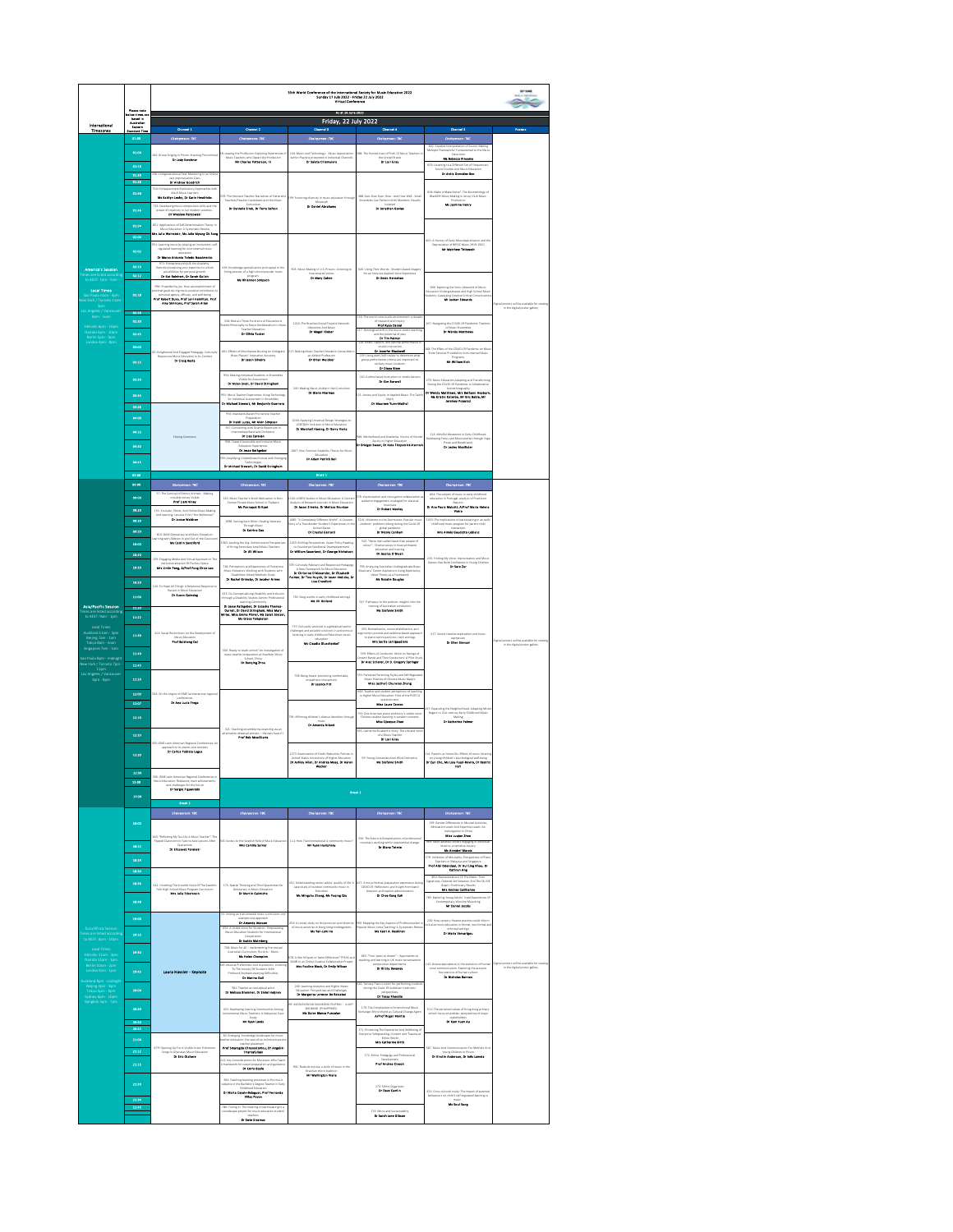# 35th World Conference of the International Society for Music Education 2022

**Sunday 17 July 2022 - Friday 22 July 2022**

**Virtual Conference**

As of 26 June 2022

## Friday, 22 July 2022

Please note: below times are based in Australian Eastern Standard Time

| International Timezones | Time | Channel 1 | Channel 2 | Channel 3 | Channel 4 | Channel 5 | Posters |
|---|---|---|---|---|---|---|---|
| | | Chairperson: TBC | Chairperson: TBC | Chairperson: TBC | Chairperson: TBC | Chairperson: TBC | |

### America's Session

Times are listed according to AEST: 1am - 5am

Local Times: Sao Paulo noon - 4pm; New York / Toronto 11am - 3pm; Los Angeles / Vancouver 8am - noon; Helsinki 6pm - 10pm; Stockholm / Berlin 5pm - 9pm; London 4pm - 8pm

**Channel 1**
- 464: Group Singing in Prison: Enacting Personhood — Dr Andy Bandiver
- 666: Intergenerational Peer Mentoring in an Online Jazz Improvisation Class — Dr Andrew Goodrich
- 709: Compassionate Exploratory Approaches with Adult Music Learners — Ms Kaitlyn Lesley, Dr Carla Headrick
- 713: Developing music composition skills and the power of creativity in our modern societies — Dr Wiesław Rękowski
- 951: Application of Self-Determination Theory in Music Education: A Systematic Review — Mrs Julia Weinstein, Ms Julia Myung-Ok Song
- 951: Learning music by playing an instrument: self-regulated learning for instrumental music education — Dr Marco Antonio Toledo Nascimento
- Dr Kat Salomon, Dr Sarah Gulish
- 996: Propelled by joy: How successful music professionals...— Prof Robert Burke, Prof Leri Hamilton, Prof Amy Simmons, Prof Sarah Allan

**Channel 2**
- Navigating the Profession: Exploring Experiences of Music Teachers who Depart the Profession — Mr Charles Patterson, III
- 209: The Persistent Teacher: Narratives of Generalist Teachers/Teacher Candidates and the Music Curriculum — Dr Danielle Ernst, Dr Terry Sefton
- 436: Knowledge specialization as exhibited in the hiring process of a high school popular music program — Ms Rhiannon Simpson
- 368: Bloom's Three Functions of Educational Aesthetic Philosophy... — Dr Olivia Tucker
- 383: Effects of Mindfulness Training on Collegiate Brass Players' Attention Accuracy — Dr Jason Silveira
- 85: Enlightened and Engaged Pedagogy: Culturally Responsive Music Education in Its Context — Dr Craig Resta
- 954: Making Individual Students in Ensembles Visible for Assessment — Dr Aidan Small, Dr David Stringham
- 955: Music Teacher Supervision Using Technology for Individual Assessment in Ensembles — Dr Michael Stewart, Mr Benjamin Guerrero
- Dr Frank Lucas, Mr Mark Simpson
- Dr Lisa Gerrard
- Dr Jesse Rathgeber
- Dr Michael Stewart, Dr David Stringham
- Closing Ceremony

**Channel 3**
- 204: Music and Technology: Music Appreciation within Playlists prepared in Individual Channels — Dr Sandra Chamonixe
- 378: Fostering diversity in music education through Mariachi! — Dr Daniel Abrahams
- 900: Music-Making in U.S. Prisons: Listening to Incarcerated Voices — Dr Mary Cohen
- 1210: The Brazilian Social Program Network: Orchestras and Music — Dr Magali Kleber
- 227: Making Music Teacher Education Accessible in an Ableist Profession — Dr Brian Weidner
- 240: Making Music Visible in the Curriculum — Dr Glenn Hartman
- 3230: Applying Universal Design Strategies to LGBTQIA+ Inclusion in Music Education — Dr Marshall Haning, Dr Barry Hartz
- 3037: Dr Adam Patrick Bell

**Channel 4**
- 388: The Storied Lives of PreK-12 Music Teachers in the United States — Dr Lori Gray
- 388: Ears Over Eyes: Now ...And How Well - Small Ensembles Can Perform While Members Visually Isolated — Dr Jonathan Kostka
- 940: Using Their Words: Student-based Imagery for an Inclusive Applied Voice Experience — Dr Kevin Hanrahan
- Prof Ryan Cadel
- Dr Tim Palmer
- Dr Jennifer Blackwell
- Dr Diana Blom
- 120: A phenomenological... — Dr Kim Berwell
- 121: Access and Equity in Applied Music: The Talent Myth — Dr Maureen Yuen-Madhal
- 986: Motherhood and Academia — Dr Bridget Sweet, Dr Kate Fitzpatrick-Harnish

**Channel 5**
- 602: Creative Interpretations of Sound: Making Multiple Frameworks' Fundamental to the Music Classroom — Ms Rebecca Rinsema
- 403: Learning to a Different Set of Frequencies: Sound Studies and Music Education — Dr Andre Gonzalez-Bae
- 904: Make it Make Sense: The Epistemology of Black/BIPOC Music Making in Jersey Club Music Production — Ms Jasmine Henry
- 905: A History of Early Music Preparation and the Deprivation of BIPOC Music 1935-1955 — Mr Matthew Thibeault
- 406: Exploring the Iconic Allowed of Music Education Undergraduates and High School Music Students: Catalyzing Creative Critical Consciousness — Mr Joshua Edwards
- 247: Navigating the COVID-19 Pandemic: Teachers of Music Ensembles — Dr Wendy Matthews
- 368: The Effect of the COVID-19 Pandemic on Music Store Services Provided to Instrumental Music Programs — Mr William Rich
- 273: Music Educators Adapting and Transforming During the COVID-19 Pandemic — Dr Wendy Matthews, Mrs Bethann Hepburn, Ms Kristin Kelsey, Mr Eric Bobb, Mr Jeremey Pepperd
- 114: Mindful Movement in Early Childhood: Developing Focus and Musicianship through Yoga Poses and Breathwork — Dr Lesley Mauldiuer

**Posters:** Digital posters will be available for viewing in the digital poster gallery

**Break 1**

### Asia/Pacific Session

Times are listed according to AEST: 9am - 1pm

Local Times: Auckland 11am - 3pm; Beijing 7am - 11am; Tokyo 8am - noon; Singapore 7am - 11am; Sao Paulo 8pm - midnight; New York / Toronto 7pm - 11pm; Los Angeles / Vancouver 4pm - 8pm

**Channel 1**
- Mr Liam Moby
- Dr Janice Waldron
- Ms Caitlin Sandford
- Mrs Emilie Pang, A/Prof Fung Chiat Loo
- Dr Susan Quindag
- Prof Baisheng Cai
- 844: On the origins of ISME Latin American regional conferences — Dr Ana Lucia Frega
- 333: ISME Latin American Regional Conferences: An approach to its events and overview — Dr Carlos Poblete Lagos
- 943: ISME Latin American Regional Conference in Music Education: Balances, main achievements and challenges for the future — Dr Sergio Figueiredo

**Channel 2**
- 321: Music Teacher's Work Motivation in Non-Formal Private Music School in Thailand — Ms Pornapat Erbpet
- Dr Katrina Cox
- Dr Jill Wilson
- Dr Rachel Grimsby, Dr Jocelyn Armes
- Dr Jesse Rathgeber, Dr Sarah Thomas-Durrell, Dr David Stringham, Miss Mary Miller, Miss Emma Pitner, Ms Sarah Nelson, Ms Grace Templeton
- Dr Baoqing Zhou
- Prof Rob Mouliterno

**Channel 3**
- Dr Jason Silveira, Dr Melissa Brunkan
- Dr Chantal Gernard
- Dr William Sauerland, Dr George Nicholson
- Dr Christine D'Alexander, Dr Elizabeth Palmer, Dr Tina Huynh, Dr Jason Vodicka, Dr Lisa Crawford
- Ms Jill Holland
- Ms Claudia Blackendolf
- Dr Jessica Pitt
- Dr Amanda Niland
- Dr Ashley Allen, Dr Andrea Maas, Dr Karen Wacker

**Channel 4**
- Dr Robert Manley
- Dr Nicole Canham
- Dr Jessica O'Brien
- Ms Natalie Douglas
- Ms Stefanie Smith
- Mrs Sarita Larrigaudière
- Dr Alec Scherer, Dr D. Gregory Springer
- Miss Jiayi (Jeffery) Charlotte Zhang
- Miss Laura Cezeaux
- Miss Qianwen Chen
- Dr Lori Gray
- Ms Stefanie Smith

**Channel 5**
- Dr Ana Paula Malotti, A/Prof Maria Helena Pedro
- Mrs Aimée Gaudette-Leblanc
- Dr Sara Zur
- Dr Eitan Shemesh
- Dr Katherine Palmer
- Dr Eun Cho, Ms Lisa Pugh-Rovira, Dr Beatriz Ilari

**Posters:** Digital posters will be available for viewing in the digital poster gallery

**Break 2**

### Euro/Africa Session

Times are listed according to AEST: 6pm - 10pm

Local Times: Helsinki 11am - 3pm; Stockholm / Berlin 10am - 2pm; London 9am - 1pm; Auckland 8pm - midnight; Beijing 4pm - 8pm; Tokyo 5pm - 9pm; Sydney 6pm - 10pm; Bangkok 3pm - 7pm

**Channel 1**
- 640: "Refreshing My Soul As A Music Teacher": The Flipped Classroom in Face-to-Face Lessons After Quarantine — Dr Elizabeth Peaskett
- 632: Unveiling the Invisible Voice Of The Swedish Folk High School Music Program Curriculum — Mrs Julia Eduardson
- 479: Opening by Ear: A Unfolding Voice: Indigenous Songs in Education Music Education — Dr Elis Olofsson
- Laura Hassler - Keynote

**Channel 2**
- 600: Access to the Swedish Field of Music Education — Mrs Camilla Sarney
- 175: Typical Thinking and Third Spacetime for Democracy in Music Education — Dr Martin Galinisha
- Dr Amanda Watson
- Dr Sadie Malmberg
- Ms Helen Champion
- Dr Marina Gall
- Dr Melissa Brammer, Dr Emily Hadgrass
- Mr Ryan Leeds
- Prof Smaragda Chrysostomou, Dr Angeliki Triantafyllaki
- Dr Kerry Boyle
- Dr Maria Cecilia Malagoni, Prof Fernanda Villar Favon
- Dr Delia Erasmus

**Channel 3**
- 111: How Transformational is community music? — Mr Ryan Humphrey
- Ms Mingzhu Zhang, Ms Yuqing Qiu
- Ms Yan-Lam Ho
- Mrs Pauline Black, Dr Emily Wilson
- Dr Margarida Lacerda, De Rezende
- Ms Dolce Blanca Funsakan
- Mr Wellington Mara

**Channel 4**
- 936: The Natural Self-Expressions of professional musicians working within experimental change — Dr Diana Tolmie
- 827: A music festival preparation experience during COVID-19: Reflections and insights from band directors and student participants — Dr Chee Hoo Lum
- 930: Mapping the Key Aspects of Professionalism in Popular Music Voice Teaching: A Systematic Review — Ms Karin A. Sayers
- Dr Kirsty Beamish
- Dr Tessa Maxwell
- A/Prof Roger Mantie
- Mrs Catherine Birch
- Prof Andrea Creech
- Dr Dave Camlin
- Dr Sarah Jane Gibson

**Channel 5**
- Miss Luyao Zhao
- Ms Amador Marais
- Prof Albi Odendaal, Dr Hui Ling Khoo, Dr Kathryn Ang
- Mrs Andrea Cannavina
- Mr Daniel Jacobs
- Dr Maria Varvarigou
- Dr Nicholas Bannan
- Dr Kah Yuen Ko
- Dr Kirstin Anderson, Dr Inês Lamela
- Ms Seul Song

**Posters:** Digital posters will be available for viewing in the digital poster gallery